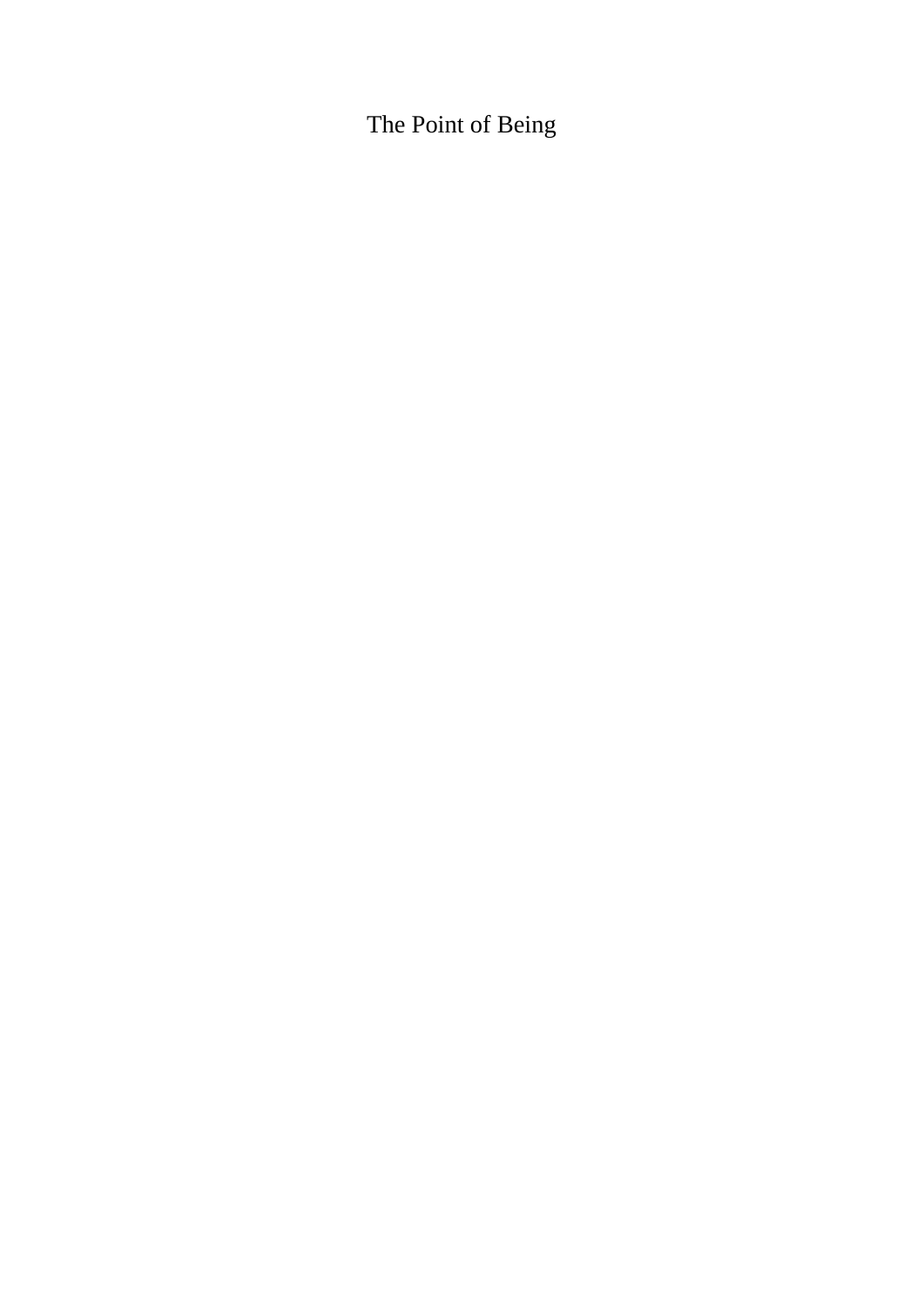# The Point of Being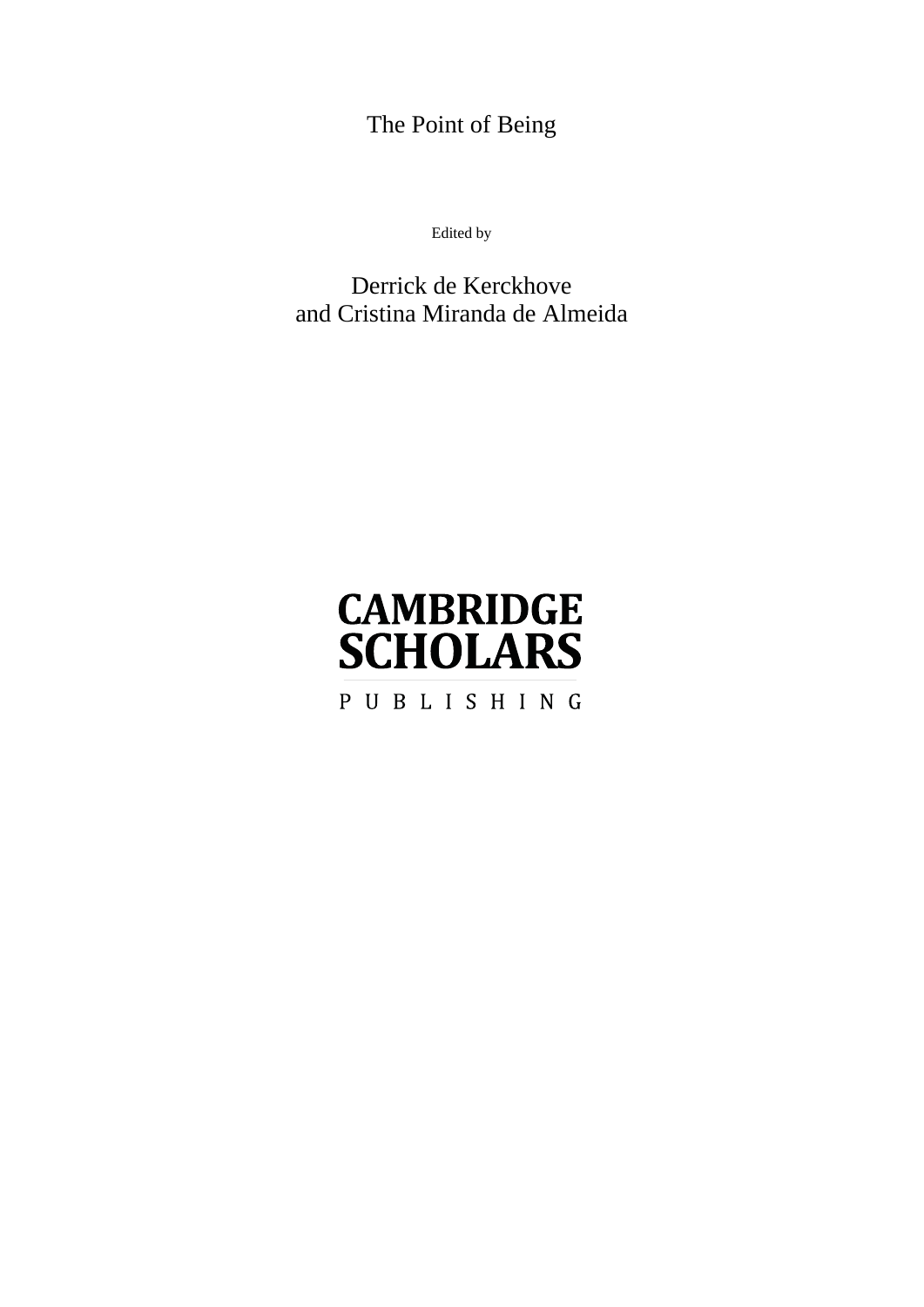# The Point of Being

Edited by

Derrick de Kerckhove
and Cristina Miranda de Almeida

CAMBRIDGE
SCHOLARS

PUBLISHING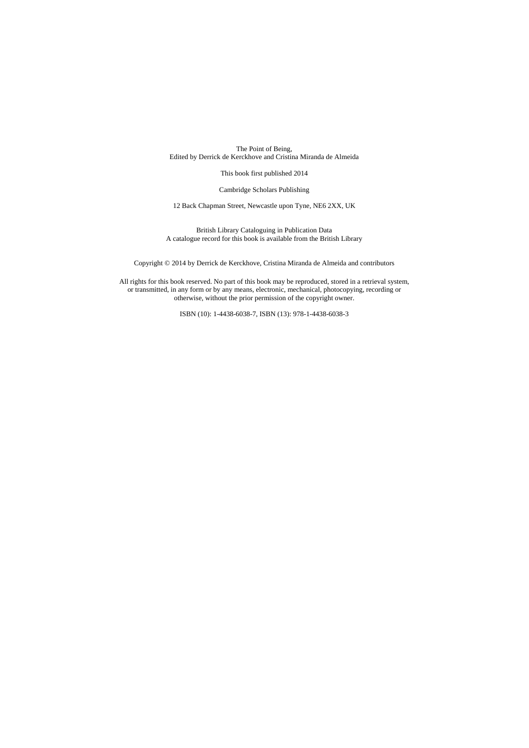The Point of Being,
Edited by Derrick de Kerckhove and Cristina Miranda de Almeida

This book first published 2014

Cambridge Scholars Publishing

12 Back Chapman Street, Newcastle upon Tyne, NE6 2XX, UK

British Library Cataloguing in Publication Data
A catalogue record for this book is available from the British Library

Copyright © 2014 by Derrick de Kerckhove, Cristina Miranda de Almeida and contributors

All rights for this book reserved. No part of this book may be reproduced, stored in a retrieval system, or transmitted, in any form or by any means, electronic, mechanical, photocopying, recording or otherwise, without the prior permission of the copyright owner.

ISBN (10): 1-4438-6038-7, ISBN (13): 978-1-4438-6038-3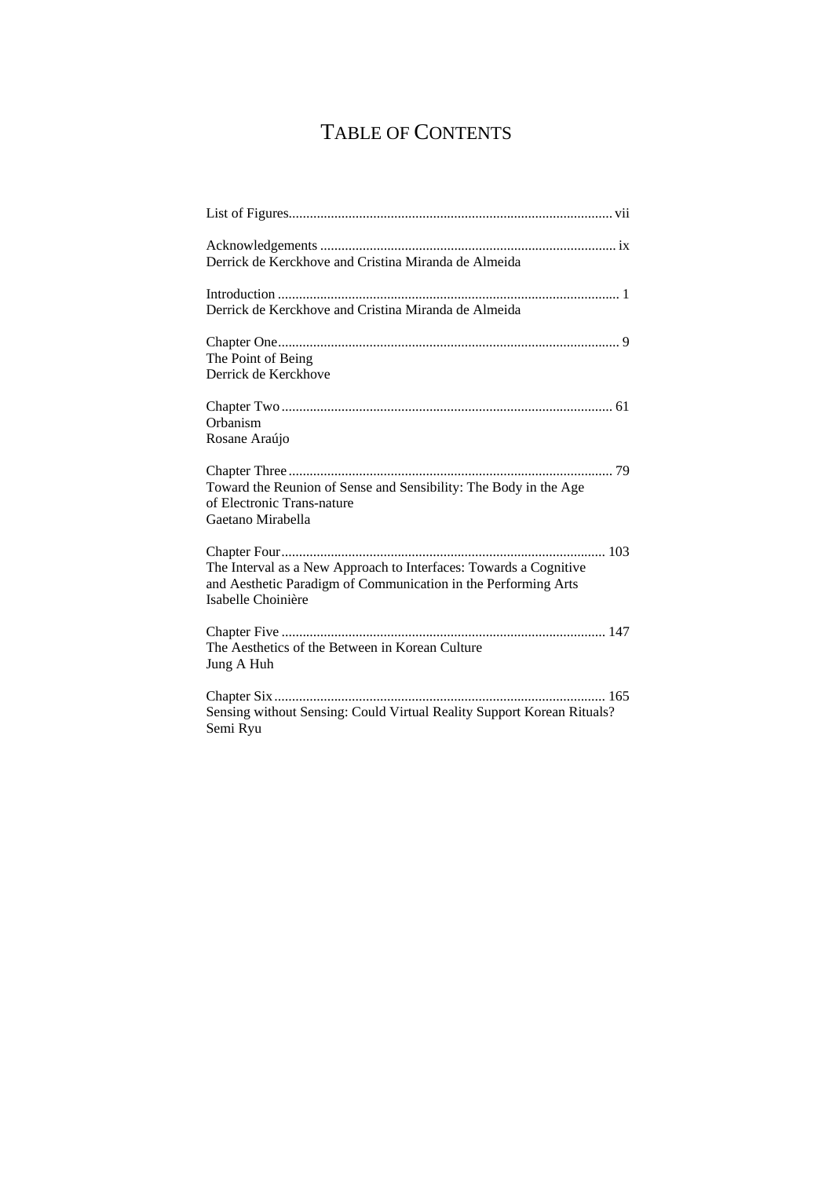# Table of Contents

List of Figures ........................................................................................ vii

Acknowledgements ................................................................................. ix
Derrick de Kerckhove and Cristina Miranda de Almeida

Introduction ............................................................................................. 1
Derrick de Kerckhove and Cristina Miranda de Almeida

Chapter One .............................................................................................. 9
The Point of Being
Derrick de Kerckhove

Chapter Two ............................................................................................ 61
Orbanism
Rosane Araújo

Chapter Three .......................................................................................... 79
Toward the Reunion of Sense and Sensibility: The Body in the Age of Electronic Trans-nature
Gaetano Mirabella

Chapter Four .......................................................................................... 103
The Interval as a New Approach to Interfaces: Towards a Cognitive and Aesthetic Paradigm of Communication in the Performing Arts
Isabelle Choinière

Chapter Five .......................................................................................... 147
The Aesthetics of the Between in Korean Culture
Jung A Huh

Chapter Six ............................................................................................ 165
Sensing without Sensing: Could Virtual Reality Support Korean Rituals?
Semi Ryu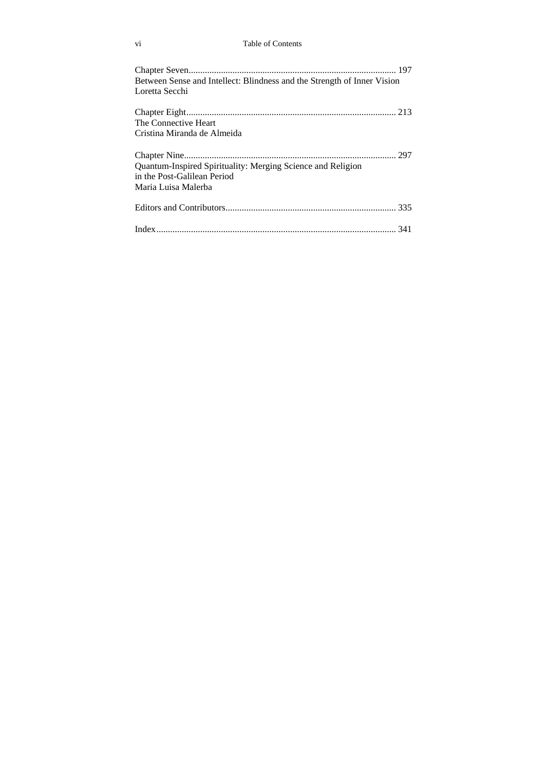Chapter Seven........................................................................................ 197
Between Sense and Intellect: Blindness and the Strength of Inner Vision
Loretta Secchi

Chapter Eight.......................................................................................... 213
The Connective Heart
Cristina Miranda de Almeida

Chapter Nine........................................................................................... 297
Quantum-Inspired Spirituality: Merging Science and Religion
in the Post-Galilean Period
Maria Luisa Malerba

Editors and Contributors......................................................................... 335

Index....................................................................................................... 341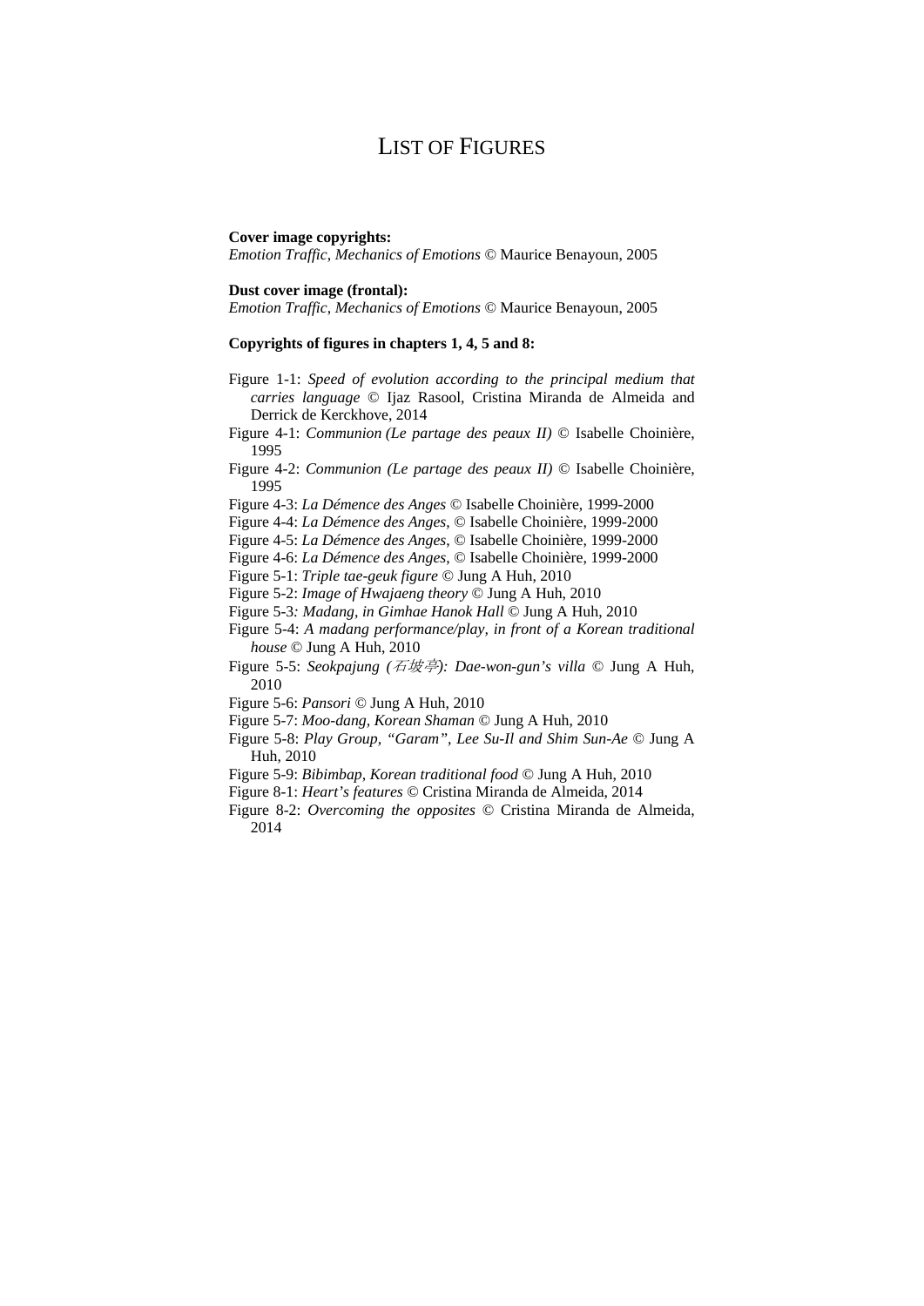# LIST OF FIGURES

**Cover image copyrights:**
*Emotion Traffic, Mechanics of Emotions* © Maurice Benayoun, 2005

**Dust cover image (frontal):**
*Emotion Traffic, Mechanics of Emotions* © Maurice Benayoun, 2005

**Copyrights of figures in chapters 1, 4, 5 and 8:**

Figure 1-1: *Speed of evolution according to the principal medium that carries language* © Ijaz Rasool, Cristina Miranda de Almeida and Derrick de Kerckhove, 2014
Figure 4-1: *Communion (Le partage des peaux II)* © Isabelle Choinière, 1995
Figure 4-2: *Communion (Le partage des peaux II)* © Isabelle Choinière, 1995
Figure 4-3: *La Démence des Anges* © Isabelle Choinière, 1999-2000
Figure 4-4: *La Démence des Anges*, © Isabelle Choinière, 1999-2000
Figure 4-5: *La Démence des Anges*, © Isabelle Choinière, 1999-2000
Figure 4-6: *La Démence des Anges*, © Isabelle Choinière, 1999-2000
Figure 5-1: *Triple tae-geuk figure* © Jung A Huh, 2010
Figure 5-2: *Image of Hwajaeng theory* © Jung A Huh, 2010
Figure 5-3: *Madang, in Gimhae Hanok Hall* © Jung A Huh, 2010
Figure 5-4: *A madang performance/play, in front of a Korean traditional house* © Jung A Huh, 2010
Figure 5-5: *Seokpajung (石坡亭): Dae-won-gun's villa* © Jung A Huh, 2010
Figure 5-6: *Pansori* © Jung A Huh, 2010
Figure 5-7: *Moo-dang, Korean Shaman* © Jung A Huh, 2010
Figure 5-8: *Play Group, "Garam", Lee Su-Il and Shim Sun-Ae* © Jung A Huh, 2010
Figure 5-9: *Bibimbap, Korean traditional food* © Jung A Huh, 2010
Figure 8-1: *Heart's features* © Cristina Miranda de Almeida, 2014
Figure 8-2: *Overcoming the opposites* © Cristina Miranda de Almeida, 2014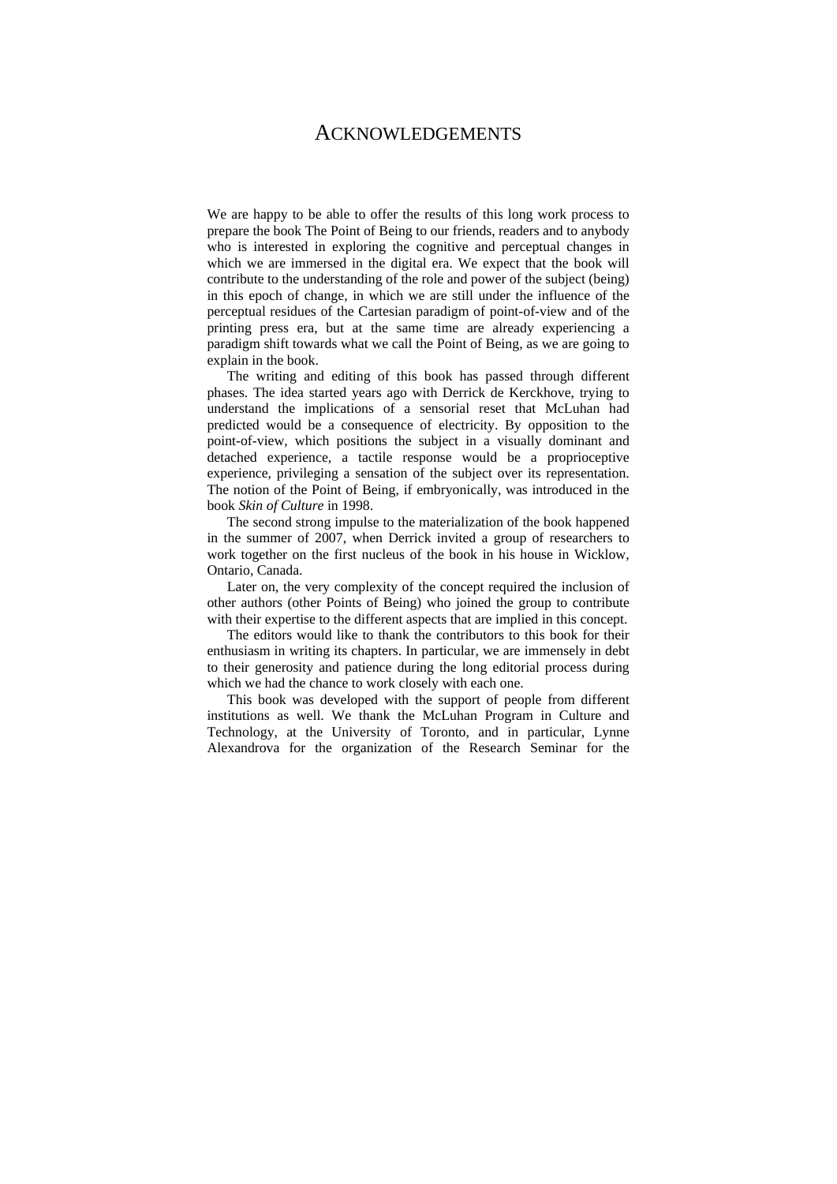# ACKNOWLEDGEMENTS

We are happy to be able to offer the results of this long work process to prepare the book The Point of Being to our friends, readers and to anybody who is interested in exploring the cognitive and perceptual changes in which we are immersed in the digital era. We expect that the book will contribute to the understanding of the role and power of the subject (being) in this epoch of change, in which we are still under the influence of the perceptual residues of the Cartesian paradigm of point-of-view and of the printing press era, but at the same time are already experiencing a paradigm shift towards what we call the Point of Being, as we are going to explain in the book.

The writing and editing of this book has passed through different phases. The idea started years ago with Derrick de Kerckhove, trying to understand the implications of a sensorial reset that McLuhan had predicted would be a consequence of electricity. By opposition to the point-of-view, which positions the subject in a visually dominant and detached experience, a tactile response would be a proprioceptive experience, privileging a sensation of the subject over its representation. The notion of the Point of Being, if embryonically, was introduced in the book *Skin of Culture* in 1998.

The second strong impulse to the materialization of the book happened in the summer of 2007, when Derrick invited a group of researchers to work together on the first nucleus of the book in his house in Wicklow, Ontario, Canada.

Later on, the very complexity of the concept required the inclusion of other authors (other Points of Being) who joined the group to contribute with their expertise to the different aspects that are implied in this concept.

The editors would like to thank the contributors to this book for their enthusiasm in writing its chapters. In particular, we are immensely in debt to their generosity and patience during the long editorial process during which we had the chance to work closely with each one.

This book was developed with the support of people from different institutions as well. We thank the McLuhan Program in Culture and Technology, at the University of Toronto, and in particular, Lynne Alexandrova for the organization of the Research Seminar for the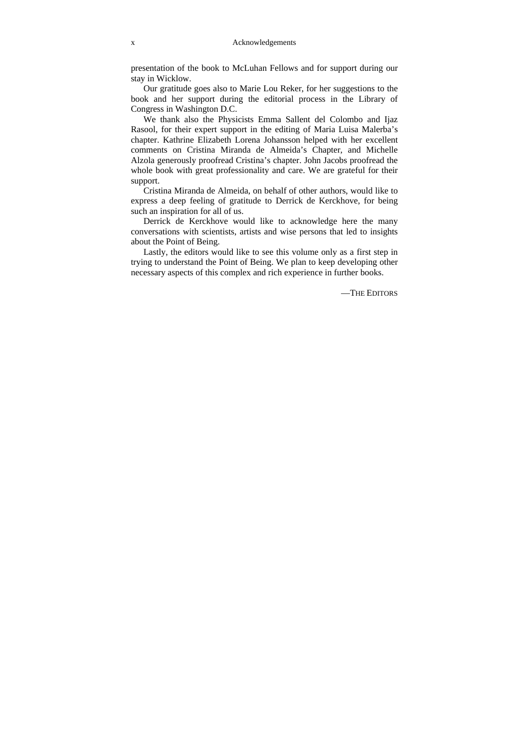presentation of the book to McLuhan Fellows and for support during our stay in Wicklow.

Our gratitude goes also to Marie Lou Reker, for her suggestions to the book and her support during the editorial process in the Library of Congress in Washington D.C.

We thank also the Physicists Emma Sallent del Colombo and Ijaz Rasool, for their expert support in the editing of Maria Luisa Malerba's chapter. Kathrine Elizabeth Lorena Johansson helped with her excellent comments on Cristina Miranda de Almeida's Chapter, and Michelle Alzola generously proofread Cristina's chapter. John Jacobs proofread the whole book with great professionality and care. We are grateful for their support.

Cristina Miranda de Almeida, on behalf of other authors, would like to express a deep feeling of gratitude to Derrick de Kerckhove, for being such an inspiration for all of us.

Derrick de Kerckhove would like to acknowledge here the many conversations with scientists, artists and wise persons that led to insights about the Point of Being.

Lastly, the editors would like to see this volume only as a first step in trying to understand the Point of Being. We plan to keep developing other necessary aspects of this complex and rich experience in further books.

—THE EDITORS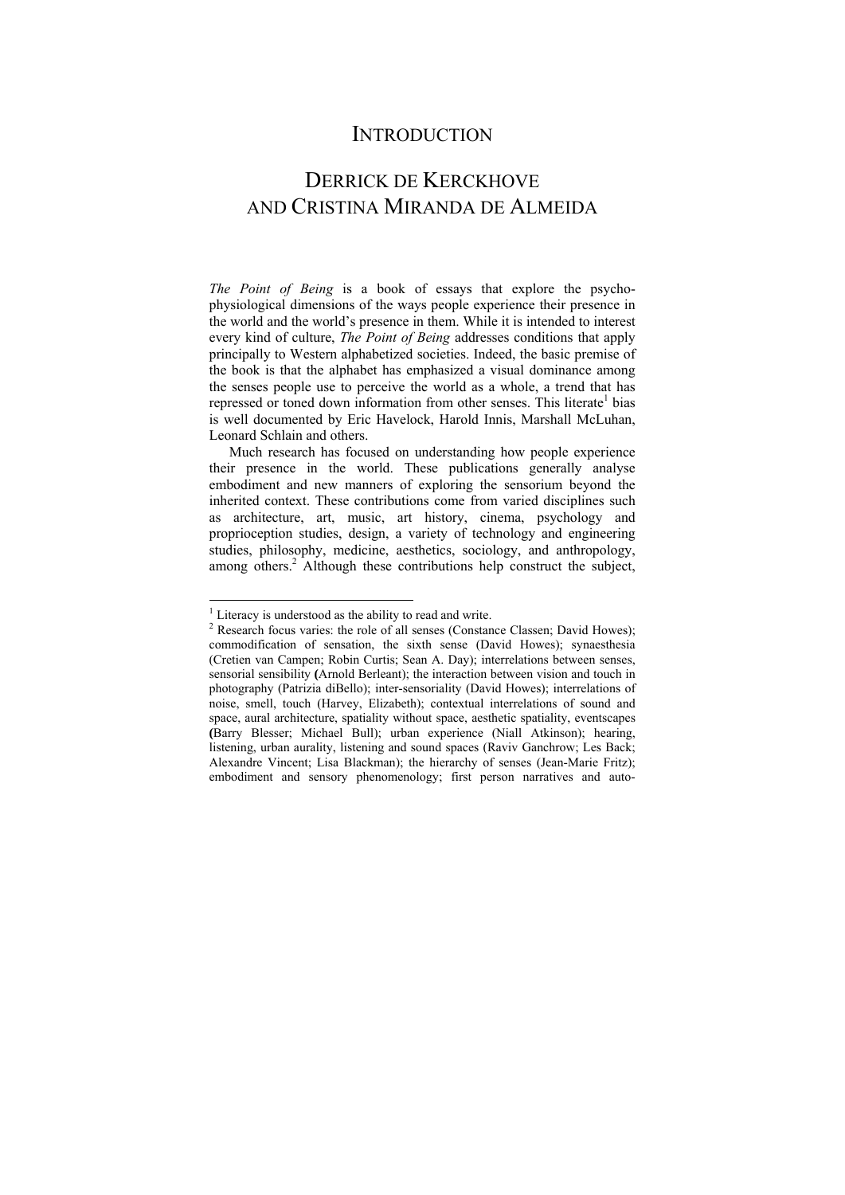# INTRODUCTION

## DERRICK DE KERCKHOVE AND CRISTINA MIRANDA DE ALMEIDA

*The Point of Being* is a book of essays that explore the psycho-physiological dimensions of the ways people experience their presence in the world and the world's presence in them. While it is intended to interest every kind of culture, *The Point of Being* addresses conditions that apply principally to Western alphabetized societies. Indeed, the basic premise of the book is that the alphabet has emphasized a visual dominance among the senses people use to perceive the world as a whole, a trend that has repressed or toned down information from other senses. This literate[1] bias is well documented by Eric Havelock, Harold Innis, Marshall McLuhan, Leonard Schlain and others.

Much research has focused on understanding how people experience their presence in the world. These publications generally analyse embodiment and new manners of exploring the sensorium beyond the inherited context. These contributions come from varied disciplines such as architecture, art, music, art history, cinema, psychology and proprioception studies, design, a variety of technology and engineering studies, philosophy, medicine, aesthetics, sociology, and anthropology, among others.[2] Although these contributions help construct the subject,

---

[1] Literacy is understood as the ability to read and write.

[2] Research focus varies: the role of all senses (Constance Classen; David Howes); commodification of sensation, the sixth sense (David Howes); synaesthesia (Cretien van Campen; Robin Curtis; Sean A. Day); interrelations between senses, sensorial sensibility (Arnold Berleant); the interaction between vision and touch in photography (Patrizia diBello); inter-sensoriality (David Howes); interrelations of noise, smell, touch (Harvey, Elizabeth); contextual interrelations of sound and space, aural architecture, spatiality without space, aesthetic spatiality, eventscapes (Barry Blesser; Michael Bull); urban experience (Niall Atkinson); hearing, listening, urban aurality, listening and sound spaces (Raviv Ganchrow; Les Back; Alexandre Vincent; Lisa Blackman); the hierarchy of senses (Jean-Marie Fritz); embodiment and sensory phenomenology; first person narratives and auto-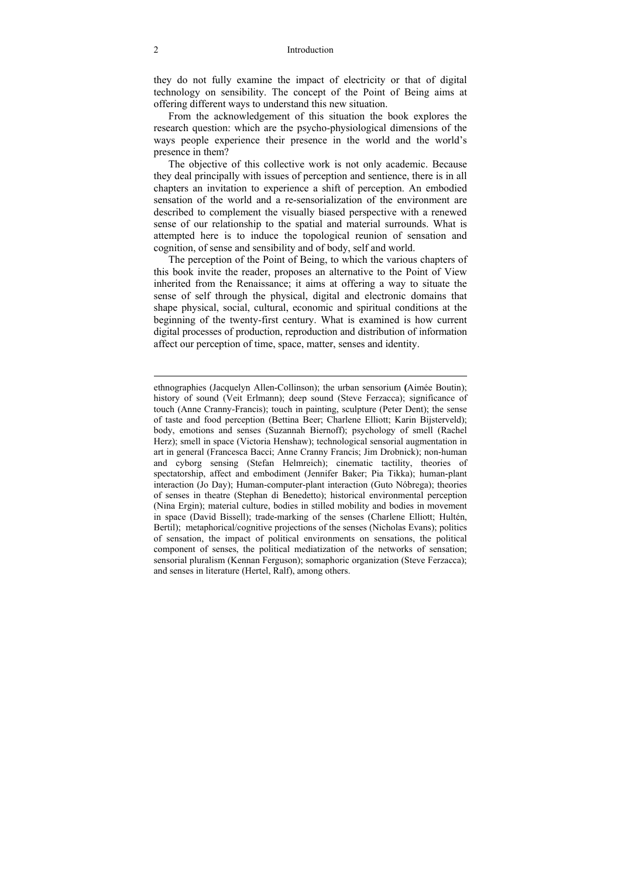they do not fully examine the impact of electricity or that of digital technology on sensibility. The concept of the Point of Being aims at offering different ways to understand this new situation.

From the acknowledgement of this situation the book explores the research question: which are the psycho-physiological dimensions of the ways people experience their presence in the world and the world's presence in them?

The objective of this collective work is not only academic. Because they deal principally with issues of perception and sentience, there is in all chapters an invitation to experience a shift of perception. An embodied sensation of the world and a re-sensorialization of the environment are described to complement the visually biased perspective with a renewed sense of our relationship to the spatial and material surrounds. What is attempted here is to induce the topological reunion of sensation and cognition, of sense and sensibility and of body, self and world.

The perception of the Point of Being, to which the various chapters of this book invite the reader, proposes an alternative to the Point of View inherited from the Renaissance; it aims at offering a way to situate the sense of self through the physical, digital and electronic domains that shape physical, social, cultural, economic and spiritual conditions at the beginning of the twenty-first century. What is examined is how current digital processes of production, reproduction and distribution of information affect our perception of time, space, matter, senses and identity.

---

ethnographies (Jacquelyn Allen-Collinson); the urban sensorium **(**Aimée Boutin); history of sound (Veit Erlmann); deep sound (Steve Ferzacca); significance of touch (Anne Cranny-Francis); touch in painting, sculpture (Peter Dent); the sense of taste and food perception (Bettina Beer; Charlene Elliott; Karin Bijsterveld); body, emotions and senses (Suzannah Biernoff); psychology of smell (Rachel Herz); smell in space (Victoria Henshaw); technological sensorial augmentation in art in general (Francesca Bacci; Anne Cranny Francis; Jim Drobnick); non-human and cyborg sensing (Stefan Helmreich); cinematic tactility, theories of spectatorship, affect and embodiment (Jennifer Baker; Pia Tikka); human-plant interaction (Jo Day); Human-computer-plant interaction (Guto Nóbrega); theories of senses in theatre (Stephan di Benedetto); historical environmental perception (Nina Ergin); material culture, bodies in stilled mobility and bodies in movement in space (David Bissell); trade-marking of the senses (Charlene Elliott; Hultén, Bertil); metaphorical/cognitive projections of the senses (Nicholas Evans); politics of sensation, the impact of political environments on sensations, the political component of senses, the political mediatization of the networks of sensation; sensorial pluralism (Kennan Ferguson); somaphoric organization (Steve Ferzacca); and senses in literature (Hertel, Ralf), among others.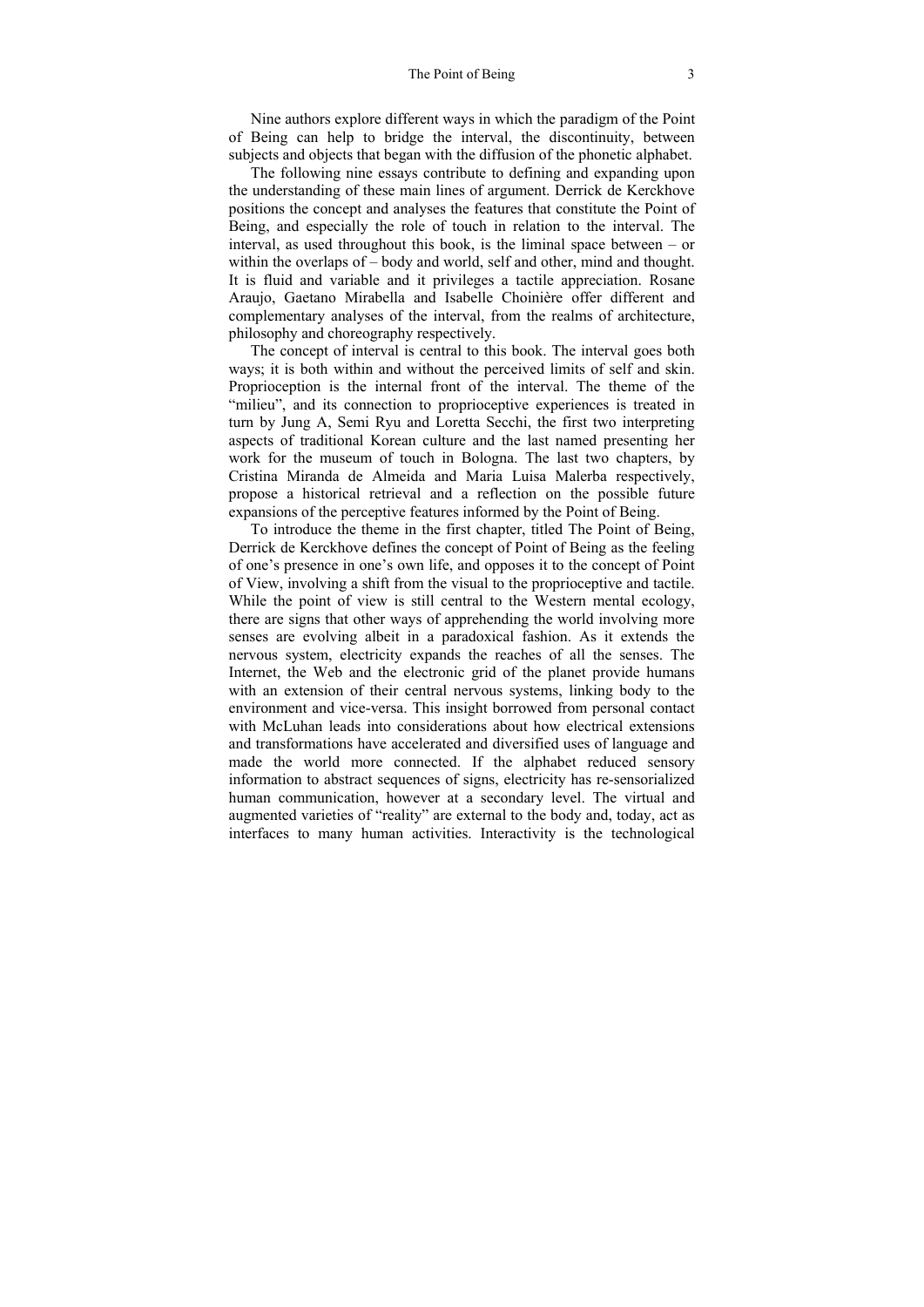Nine authors explore different ways in which the paradigm of the Point of Being can help to bridge the interval, the discontinuity, between subjects and objects that began with the diffusion of the phonetic alphabet.

The following nine essays contribute to defining and expanding upon the understanding of these main lines of argument. Derrick de Kerckhove positions the concept and analyses the features that constitute the Point of Being, and especially the role of touch in relation to the interval. The interval, as used throughout this book, is the liminal space between – or within the overlaps of – body and world, self and other, mind and thought. It is fluid and variable and it privileges a tactile appreciation. Rosane Araujo, Gaetano Mirabella and Isabelle Choinière offer different and complementary analyses of the interval, from the realms of architecture, philosophy and choreography respectively.

The concept of interval is central to this book. The interval goes both ways; it is both within and without the perceived limits of self and skin. Proprioception is the internal front of the interval. The theme of the "milieu", and its connection to proprioceptive experiences is treated in turn by Jung A, Semi Ryu and Loretta Secchi, the first two interpreting aspects of traditional Korean culture and the last named presenting her work for the museum of touch in Bologna. The last two chapters, by Cristina Miranda de Almeida and Maria Luisa Malerba respectively, propose a historical retrieval and a reflection on the possible future expansions of the perceptive features informed by the Point of Being.

To introduce the theme in the first chapter, titled The Point of Being, Derrick de Kerckhove defines the concept of Point of Being as the feeling of one's presence in one's own life, and opposes it to the concept of Point of View, involving a shift from the visual to the proprioceptive and tactile. While the point of view is still central to the Western mental ecology, there are signs that other ways of apprehending the world involving more senses are evolving albeit in a paradoxical fashion. As it extends the nervous system, electricity expands the reaches of all the senses. The Internet, the Web and the electronic grid of the planet provide humans with an extension of their central nervous systems, linking body to the environment and vice-versa. This insight borrowed from personal contact with McLuhan leads into considerations about how electrical extensions and transformations have accelerated and diversified uses of language and made the world more connected. If the alphabet reduced sensory information to abstract sequences of signs, electricity has re-sensorialized human communication, however at a secondary level. The virtual and augmented varieties of "reality" are external to the body and, today, act as interfaces to many human activities. Interactivity is the technological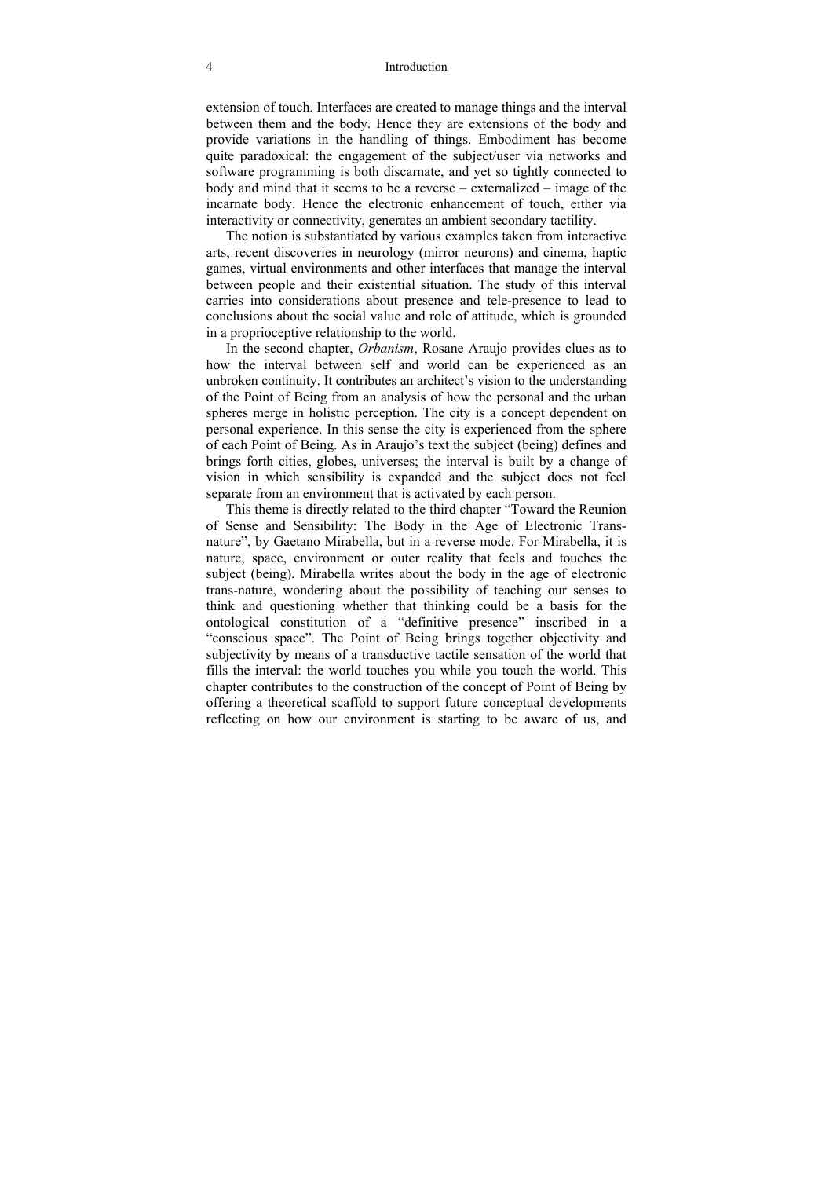extension of touch. Interfaces are created to manage things and the interval between them and the body. Hence they are extensions of the body and provide variations in the handling of things. Embodiment has become quite paradoxical: the engagement of the subject/user via networks and software programming is both discarnate, and yet so tightly connected to body and mind that it seems to be a reverse – externalized – image of the incarnate body. Hence the electronic enhancement of touch, either via interactivity or connectivity, generates an ambient secondary tactility.

The notion is substantiated by various examples taken from interactive arts, recent discoveries in neurology (mirror neurons) and cinema, haptic games, virtual environments and other interfaces that manage the interval between people and their existential situation. The study of this interval carries into considerations about presence and tele-presence to lead to conclusions about the social value and role of attitude, which is grounded in a proprioceptive relationship to the world.

In the second chapter, *Orbanism*, Rosane Araujo provides clues as to how the interval between self and world can be experienced as an unbroken continuity. It contributes an architect's vision to the understanding of the Point of Being from an analysis of how the personal and the urban spheres merge in holistic perception. The city is a concept dependent on personal experience. In this sense the city is experienced from the sphere of each Point of Being. As in Araujo's text the subject (being) defines and brings forth cities, globes, universes; the interval is built by a change of vision in which sensibility is expanded and the subject does not feel separate from an environment that is activated by each person.

This theme is directly related to the third chapter "Toward the Reunion of Sense and Sensibility: The Body in the Age of Electronic Trans-nature", by Gaetano Mirabella, but in a reverse mode. For Mirabella, it is nature, space, environment or outer reality that feels and touches the subject (being). Mirabella writes about the body in the age of electronic trans-nature, wondering about the possibility of teaching our senses to think and questioning whether that thinking could be a basis for the ontological constitution of a "definitive presence" inscribed in a "conscious space". The Point of Being brings together objectivity and subjectivity by means of a transductive tactile sensation of the world that fills the interval: the world touches you while you touch the world. This chapter contributes to the construction of the concept of Point of Being by offering a theoretical scaffold to support future conceptual developments reflecting on how our environment is starting to be aware of us, and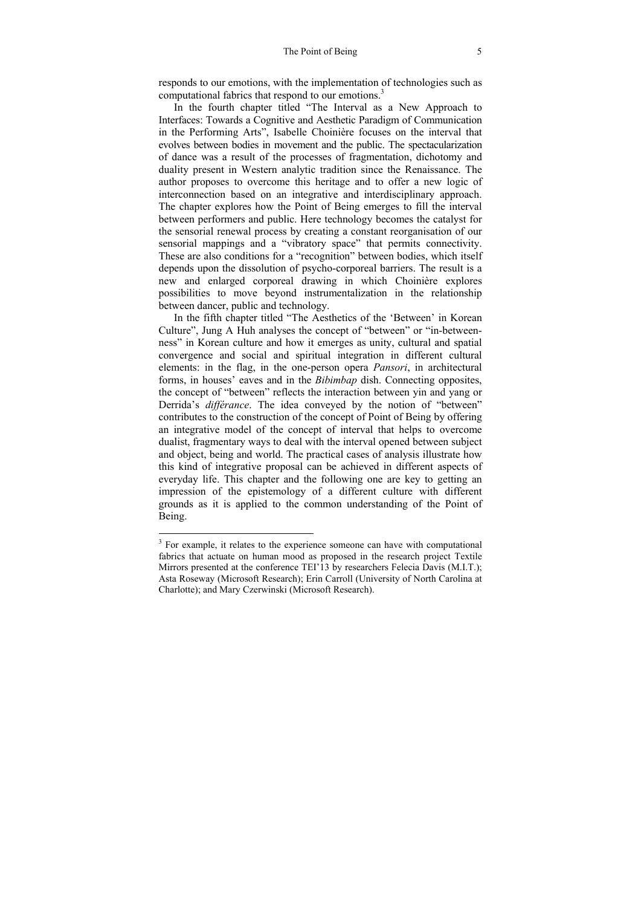responds to our emotions, with the implementation of technologies such as computational fabrics that respond to our emotions.[3]

In the fourth chapter titled "The Interval as a New Approach to Interfaces: Towards a Cognitive and Aesthetic Paradigm of Communication in the Performing Arts", Isabelle Choinière focuses on the interval that evolves between bodies in movement and the public. The spectacularization of dance was a result of the processes of fragmentation, dichotomy and duality present in Western analytic tradition since the Renaissance. The author proposes to overcome this heritage and to offer a new logic of interconnection based on an integrative and interdisciplinary approach. The chapter explores how the Point of Being emerges to fill the interval between performers and public. Here technology becomes the catalyst for the sensorial renewal process by creating a constant reorganisation of our sensorial mappings and a "vibratory space" that permits connectivity. These are also conditions for a "recognition" between bodies, which itself depends upon the dissolution of psycho-corporeal barriers. The result is a new and enlarged corporeal drawing in which Choinière explores possibilities to move beyond instrumentalization in the relationship between dancer, public and technology.

In the fifth chapter titled "The Aesthetics of the 'Between' in Korean Culture", Jung A Huh analyses the concept of "between" or "in-betweenness" in Korean culture and how it emerges as unity, cultural and spatial convergence and social and spiritual integration in different cultural elements: in the flag, in the one-person opera *Pansori*, in architectural forms, in houses' eaves and in the *Bibimbap* dish. Connecting opposites, the concept of "between" reflects the interaction between yin and yang or Derrida's *différance*. The idea conveyed by the notion of "between" contributes to the construction of the concept of Point of Being by offering an integrative model of the concept of interval that helps to overcome dualist, fragmentary ways to deal with the interval opened between subject and object, being and world. The practical cases of analysis illustrate how this kind of integrative proposal can be achieved in different aspects of everyday life. This chapter and the following one are key to getting an impression of the epistemology of a different culture with different grounds as it is applied to the common understanding of the Point of Being.

---

[3] For example, it relates to the experience someone can have with computational fabrics that actuate on human mood as proposed in the research project Textile Mirrors presented at the conference TEI'13 by researchers Felecia Davis (M.I.T.); Asta Roseway (Microsoft Research); Erin Carroll (University of North Carolina at Charlotte); and Mary Czerwinski (Microsoft Research).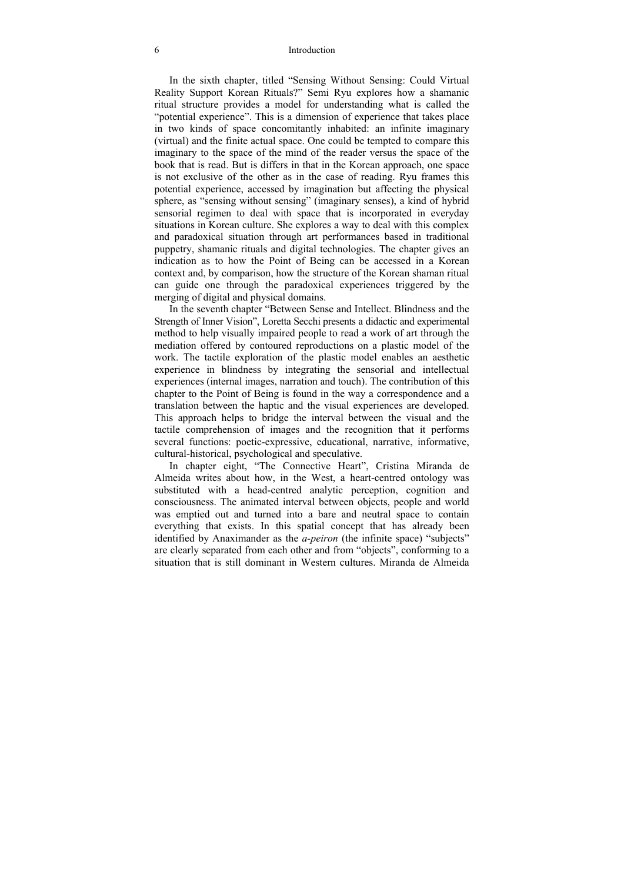In the sixth chapter, titled "Sensing Without Sensing: Could Virtual Reality Support Korean Rituals?" Semi Ryu explores how a shamanic ritual structure provides a model for understanding what is called the "potential experience". This is a dimension of experience that takes place in two kinds of space concomitantly inhabited: an infinite imaginary (virtual) and the finite actual space. One could be tempted to compare this imaginary to the space of the mind of the reader versus the space of the book that is read. But is differs in that in the Korean approach, one space is not exclusive of the other as in the case of reading. Ryu frames this potential experience, accessed by imagination but affecting the physical sphere, as "sensing without sensing" (imaginary senses), a kind of hybrid sensorial regimen to deal with space that is incorporated in everyday situations in Korean culture. She explores a way to deal with this complex and paradoxical situation through art performances based in traditional puppetry, shamanic rituals and digital technologies. The chapter gives an indication as to how the Point of Being can be accessed in a Korean context and, by comparison, how the structure of the Korean shaman ritual can guide one through the paradoxical experiences triggered by the merging of digital and physical domains.

In the seventh chapter "Between Sense and Intellect. Blindness and the Strength of Inner Vision", Loretta Secchi presents a didactic and experimental method to help visually impaired people to read a work of art through the mediation offered by contoured reproductions on a plastic model of the work. The tactile exploration of the plastic model enables an aesthetic experience in blindness by integrating the sensorial and intellectual experiences (internal images, narration and touch). The contribution of this chapter to the Point of Being is found in the way a correspondence and a translation between the haptic and the visual experiences are developed. This approach helps to bridge the interval between the visual and the tactile comprehension of images and the recognition that it performs several functions: poetic-expressive, educational, narrative, informative, cultural-historical, psychological and speculative.

In chapter eight, "The Connective Heart", Cristina Miranda de Almeida writes about how, in the West, a heart-centred ontology was substituted with a head-centred analytic perception, cognition and consciousness. The animated interval between objects, people and world was emptied out and turned into a bare and neutral space to contain everything that exists. In this spatial concept that has already been identified by Anaximander as the *a-peiron* (the infinite space) "subjects" are clearly separated from each other and from "objects", conforming to a situation that is still dominant in Western cultures. Miranda de Almeida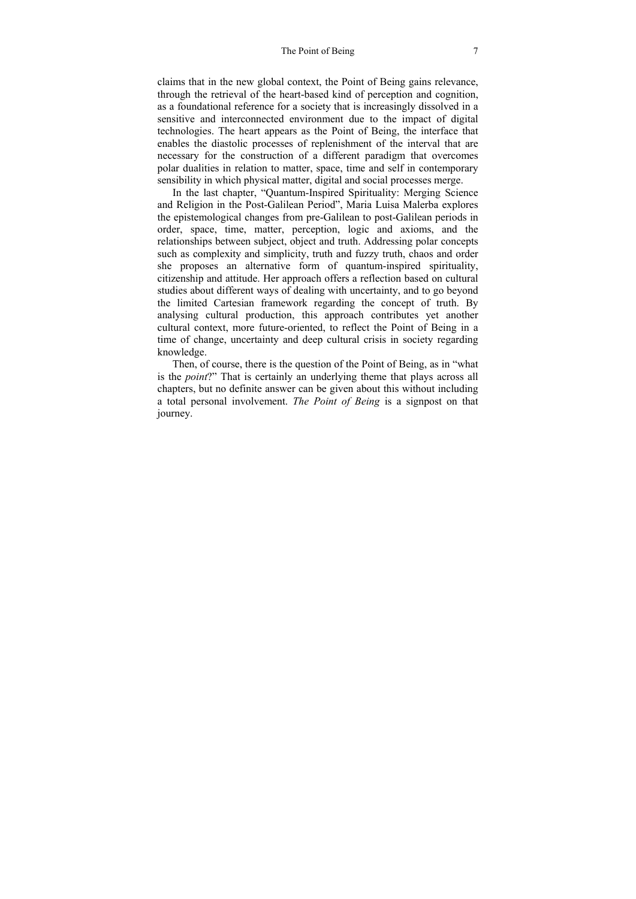claims that in the new global context, the Point of Being gains relevance, through the retrieval of the heart-based kind of perception and cognition, as a foundational reference for a society that is increasingly dissolved in a sensitive and interconnected environment due to the impact of digital technologies. The heart appears as the Point of Being, the interface that enables the diastolic processes of replenishment of the interval that are necessary for the construction of a different paradigm that overcomes polar dualities in relation to matter, space, time and self in contemporary sensibility in which physical matter, digital and social processes merge.

In the last chapter, "Quantum-Inspired Spirituality: Merging Science and Religion in the Post-Galilean Period", Maria Luisa Malerba explores the epistemological changes from pre-Galilean to post-Galilean periods in order, space, time, matter, perception, logic and axioms, and the relationships between subject, object and truth. Addressing polar concepts such as complexity and simplicity, truth and fuzzy truth, chaos and order she proposes an alternative form of quantum-inspired spirituality, citizenship and attitude. Her approach offers a reflection based on cultural studies about different ways of dealing with uncertainty, and to go beyond the limited Cartesian framework regarding the concept of truth. By analysing cultural production, this approach contributes yet another cultural context, more future-oriented, to reflect the Point of Being in a time of change, uncertainty and deep cultural crisis in society regarding knowledge.

Then, of course, there is the question of the Point of Being, as in "what is the *point*?" That is certainly an underlying theme that plays across all chapters, but no definite answer can be given about this without including a total personal involvement. *The Point of Being* is a signpost on that journey.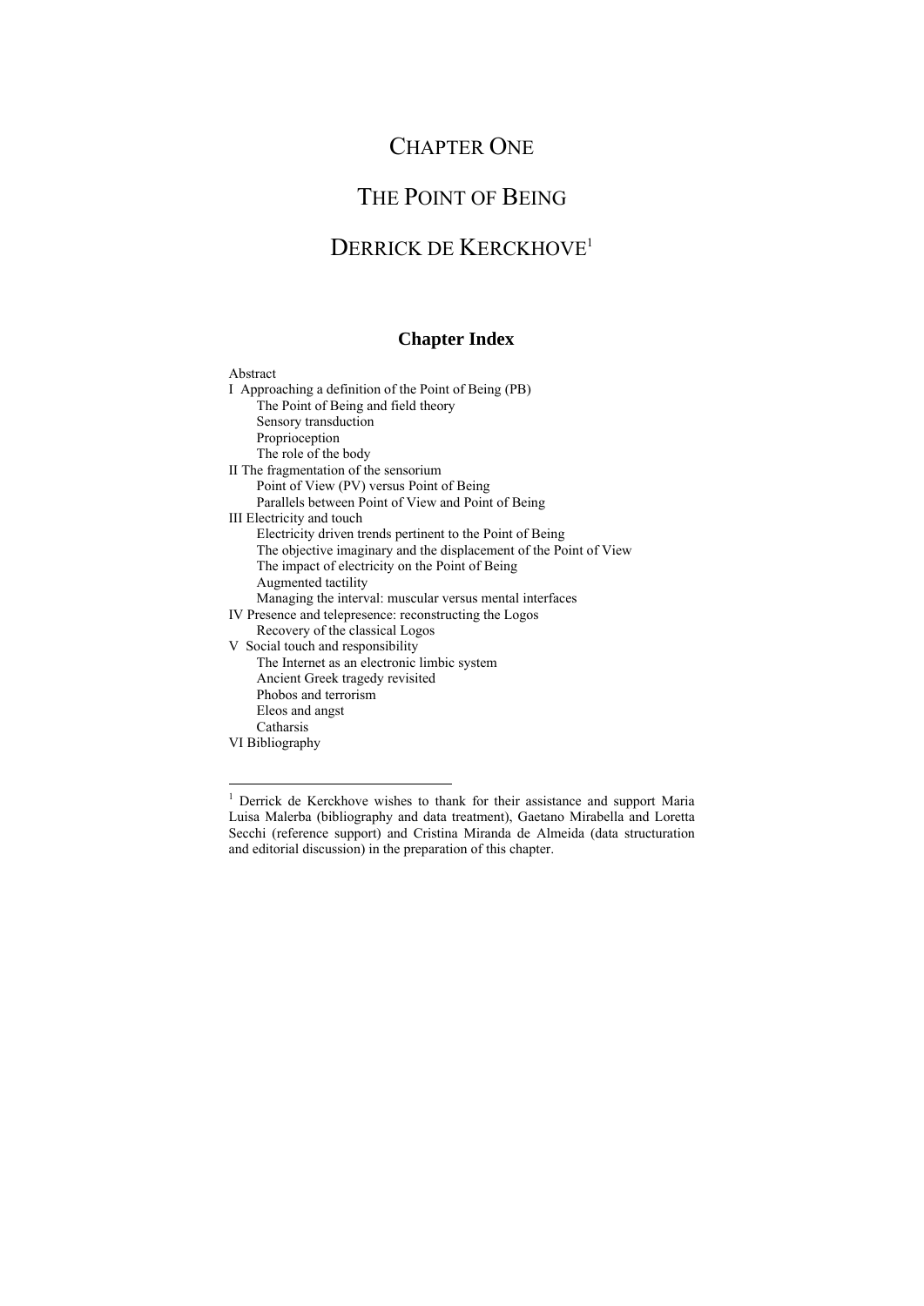# CHAPTER ONE

# THE POINT OF BEING

# DERRICK DE KERCKHOVE[1]

## Chapter Index

Abstract

I Approaching a definition of the Point of Being (PB)
- The Point of Being and field theory
- Sensory transduction
- Proprioception
- The role of the body

II The fragmentation of the sensorium
- Point of View (PV) versus Point of Being
- Parallels between Point of View and Point of Being

III Electricity and touch
- Electricity driven trends pertinent to the Point of Being
- The objective imaginary and the displacement of the Point of View
- The impact of electricity on the Point of Being
- Augmented tactility
- Managing the interval: muscular versus mental interfaces

IV Presence and telepresence: reconstructing the Logos
- Recovery of the classical Logos

V Social touch and responsibility
- The Internet as an electronic limbic system
- Ancient Greek tragedy revisited
- Phobos and terrorism
- Eleos and angst
- Catharsis

VI Bibliography

---

[1] Derrick de Kerckhove wishes to thank for their assistance and support Maria Luisa Malerba (bibliography and data treatment), Gaetano Mirabella and Loretta Secchi (reference support) and Cristina Miranda de Almeida (data structuration and editorial discussion) in the preparation of this chapter.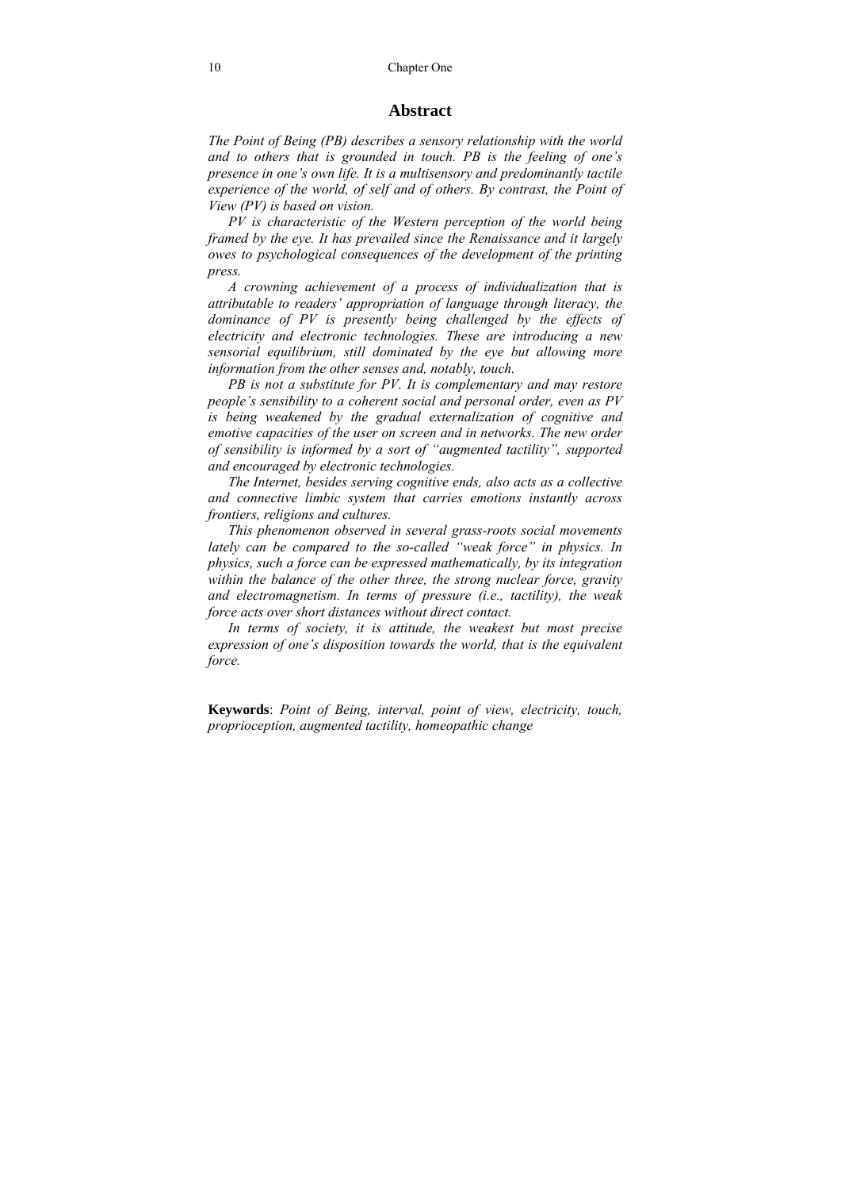## Abstract

*The Point of Being (PB) describes a sensory relationship with the world and to others that is grounded in touch. PB is the feeling of one's presence in one's own life. It is a multisensory and predominantly tactile experience of the world, of self and of others. By contrast, the Point of View (PV) is based on vision.*

*PV is characteristic of the Western perception of the world being framed by the eye. It has prevailed since the Renaissance and it largely owes to psychological consequences of the development of the printing press.*

*A crowning achievement of a process of individualization that is attributable to readers' appropriation of language through literacy, the dominance of PV is presently being challenged by the effects of electricity and electronic technologies. These are introducing a new sensorial equilibrium, still dominated by the eye but allowing more information from the other senses and, notably, touch.*

*PB is not a substitute for PV. It is complementary and may restore people's sensibility to a coherent social and personal order, even as PV is being weakened by the gradual externalization of cognitive and emotive capacities of the user on screen and in networks. The new order of sensibility is informed by a sort of "augmented tactility", supported and encouraged by electronic technologies.*

*The Internet, besides serving cognitive ends, also acts as a collective and connective limbic system that carries emotions instantly across frontiers, religions and cultures.*

*This phenomenon observed in several grass-roots social movements lately can be compared to the so-called "weak force" in physics. In physics, such a force can be expressed mathematically, by its integration within the balance of the other three, the strong nuclear force, gravity and electromagnetism. In terms of pressure (i.e., tactility), the weak force acts over short distances without direct contact.*

*In terms of society, it is attitude, the weakest but most precise expression of one's disposition towards the world, that is the equivalent force.*

**Keywords**: *Point of Being, interval, point of view, electricity, touch, proprioception, augmented tactility, homeopathic change*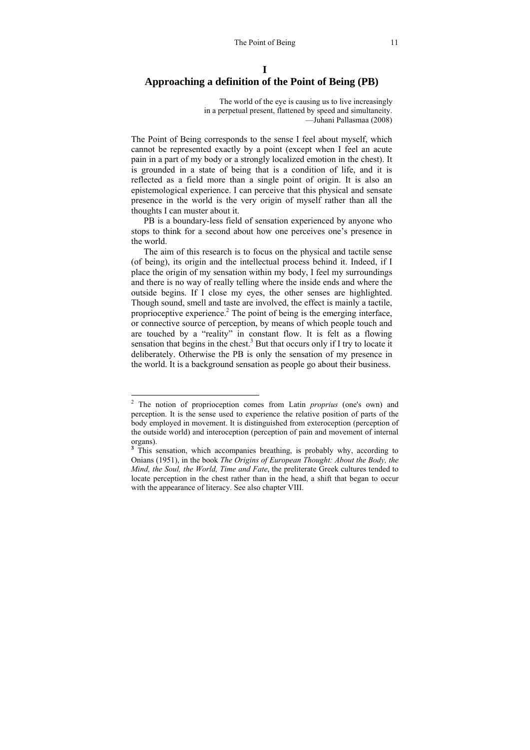# I
# Approaching a definition of the Point of Being (PB)

> The world of the eye is causing us to live increasingly
> in a perpetual present, flattened by speed and simultaneity.
> —Juhani Pallasmaa (2008)

The Point of Being corresponds to the sense I feel about myself, which cannot be represented exactly by a point (except when I feel an acute pain in a part of my body or a strongly localized emotion in the chest). It is grounded in a state of being that is a condition of life, and it is reflected as a field more than a single point of origin. It is also an epistemological experience. I can perceive that this physical and sensate presence in the world is the very origin of myself rather than all the thoughts I can muster about it.

PB is a boundary-less field of sensation experienced by anyone who stops to think for a second about how one perceives one's presence in the world.

The aim of this research is to focus on the physical and tactile sense (of being), its origin and the intellectual process behind it. Indeed, if I place the origin of my sensation within my body, I feel my surroundings and there is no way of really telling where the inside ends and where the outside begins. If I close my eyes, the other senses are highlighted. Though sound, smell and taste are involved, the effect is mainly a tactile, proprioceptive experience.[2] The point of being is the emerging interface, or connective source of perception, by means of which people touch and are touched by a "reality" in constant flow. It is felt as a flowing sensation that begins in the chest.[3] But that occurs only if I try to locate it deliberately. Otherwise the PB is only the sensation of my presence in the world. It is a background sensation as people go about their business.

---

[2] The notion of proprioception comes from Latin *proprius* (one's own) and perception. It is the sense used to experience the relative position of parts of the body employed in movement. It is distinguished from exteroception (perception of the outside world) and interoception (perception of pain and movement of internal organs).

[3] This sensation, which accompanies breathing, is probably why, according to Onians (1951), in the book *The Origins of European Thought: About the Body, the Mind, the Soul, the World, Time and Fate*, the preliterate Greek cultures tended to locate perception in the chest rather than in the head, a shift that began to occur with the appearance of literacy. See also chapter VIII.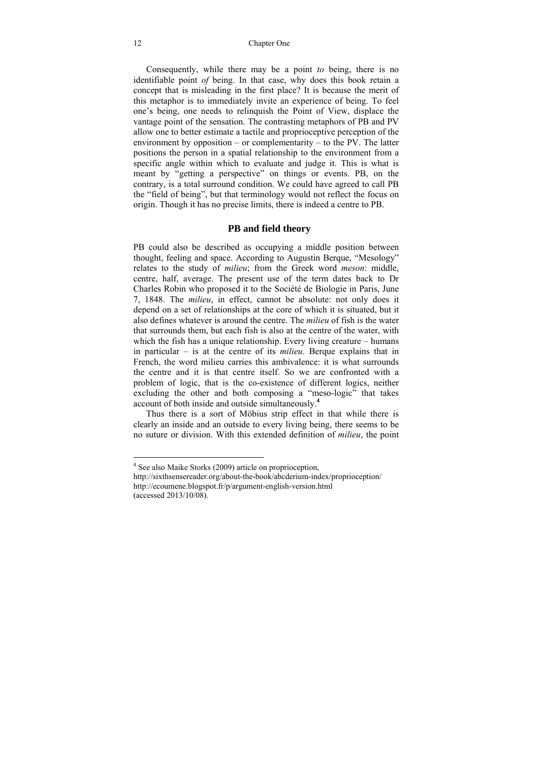Consequently, while there may be a point *to* being, there is no identifiable point *of* being. In that case, why does this book retain a concept that is misleading in the first place? It is because the merit of this metaphor is to immediately invite an experience of being. To feel one's being, one needs to relinquish the Point of View, displace the vantage point of the sensation. The contrasting metaphors of PB and PV allow one to better estimate a tactile and proprioceptive perception of the environment by opposition – or complementarity – to the PV. The latter positions the person in a spatial relationship to the environment from a specific angle within which to evaluate and judge it. This is what is meant by "getting a perspective" on things or events. PB, on the contrary, is a total surround condition. We could have agreed to call PB the "field of being", but that terminology would not reflect the focus on origin. Though it has no precise limits, there is indeed a centre to PB.

### PB and field theory

PB could also be described as occupying a middle position between thought, feeling and space. According to Augustin Berque, "Mesology" relates to the study of *milieu*; from the Greek word *meson*: middle, centre, half, average. The present use of the term dates back to Dr Charles Robin who proposed it to the Société de Biologie in Paris, June 7, 1848. The *milieu*, in effect, cannot be absolute: not only does it depend on a set of relationships at the core of which it is situated, but it also defines whatever is around the centre. The *milieu* of fish is the water that surrounds them, but each fish is also at the centre of the water, with which the fish has a unique relationship. Every living creature – humans in particular – is at the centre of its *milieu*. Berque explains that in French, the word milieu carries this ambivalence: it is what surrounds the centre and it is that centre itself. So we are confronted with a problem of logic, that is the co-existence of different logics, neither excluding the other and both composing a "meso-logic" that takes account of both inside and outside simultaneously.[4]

Thus there is a sort of Möbius strip effect in that while there is clearly an inside and an outside to every living being, there seems to be no suture or division. With this extended definition of *milieu*, the point

---

[4] See also Maike Storks (2009) article on proprioception,
http://sixthsensereader.org/about-the-book/abcderium-index/proprioception/
http://ecoumene.blogspot.fr/p/argument-english-version.html
(accessed 2013/10/08).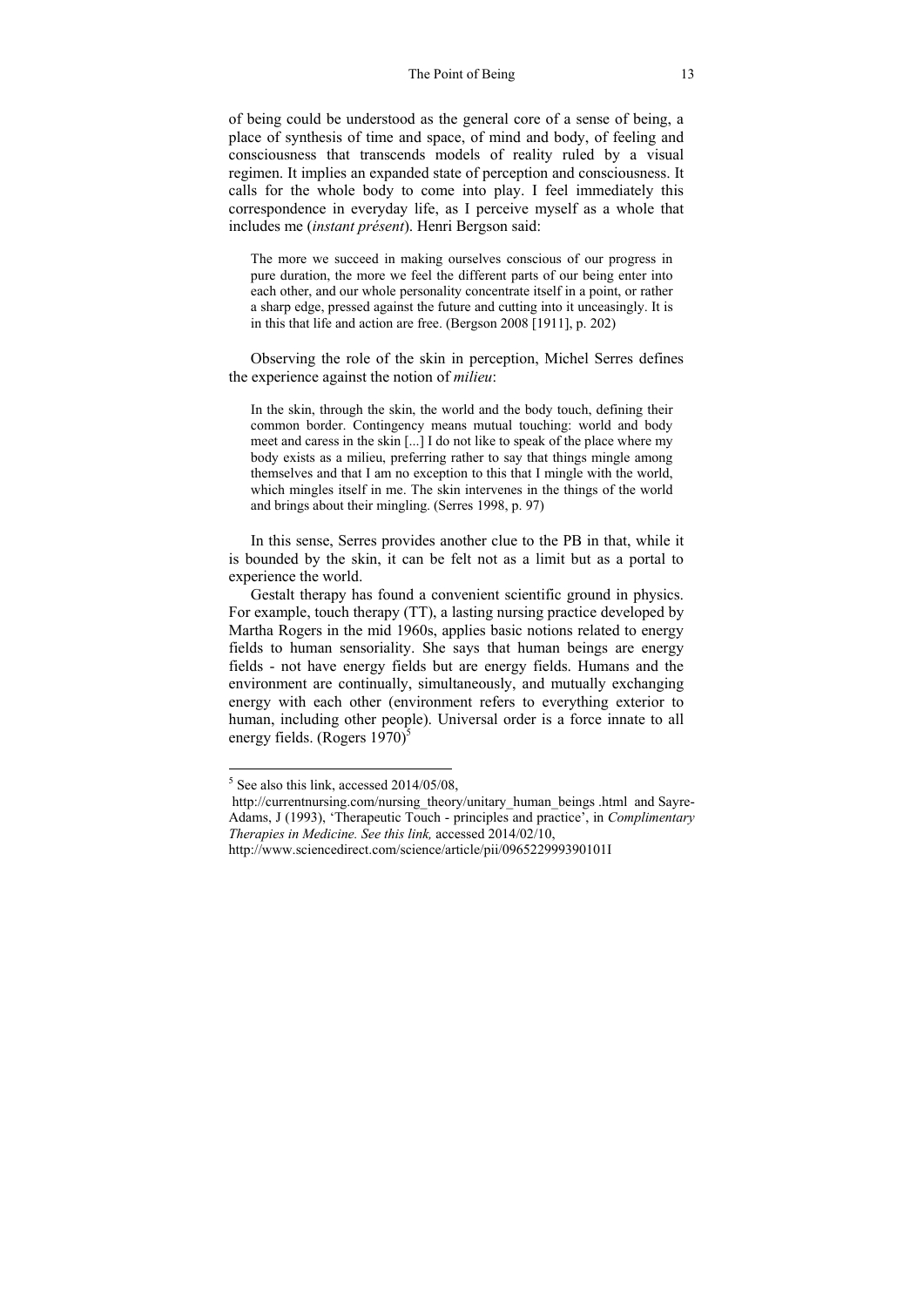of being could be understood as the general core of a sense of being, a place of synthesis of time and space, of mind and body, of feeling and consciousness that transcends models of reality ruled by a visual regimen. It implies an expanded state of perception and consciousness. It calls for the whole body to come into play. I feel immediately this correspondence in everyday life, as I perceive myself as a whole that includes me (*instant présent*). Henri Bergson said:

> The more we succeed in making ourselves conscious of our progress in pure duration, the more we feel the different parts of our being enter into each other, and our whole personality concentrate itself in a point, or rather a sharp edge, pressed against the future and cutting into it unceasingly. It is in this that life and action are free. (Bergson 2008 [1911], p. 202)

Observing the role of the skin in perception, Michel Serres defines the experience against the notion of *milieu*:

> In the skin, through the skin, the world and the body touch, defining their common border. Contingency means mutual touching: world and body meet and caress in the skin [...] I do not like to speak of the place where my body exists as a milieu, preferring rather to say that things mingle among themselves and that I am no exception to this that I mingle with the world, which mingles itself in me. The skin intervenes in the things of the world and brings about their mingling. (Serres 1998, p. 97)

In this sense, Serres provides another clue to the PB in that, while it is bounded by the skin, it can be felt not as a limit but as a portal to experience the world.

Gestalt therapy has found a convenient scientific ground in physics. For example, touch therapy (TT), a lasting nursing practice developed by Martha Rogers in the mid 1960s, applies basic notions related to energy fields to human sensoriality. She says that human beings are energy fields - not have energy fields but are energy fields. Humans and the environment are continually, simultaneously, and mutually exchanging energy with each other (environment refers to everything exterior to human, including other people). Universal order is a force innate to all energy fields. (Rogers 1970)[5]

---

[5] See also this link, accessed 2014/05/08, http://currentnursing.com/nursing_theory/unitary_human_beings .html and Sayre-Adams, J (1993), 'Therapeutic Touch - principles and practice', in *Complimentary Therapies in Medicine. See this link,* accessed 2014/02/10, http://www.sciencedirect.com/science/article/pii/096522999390101I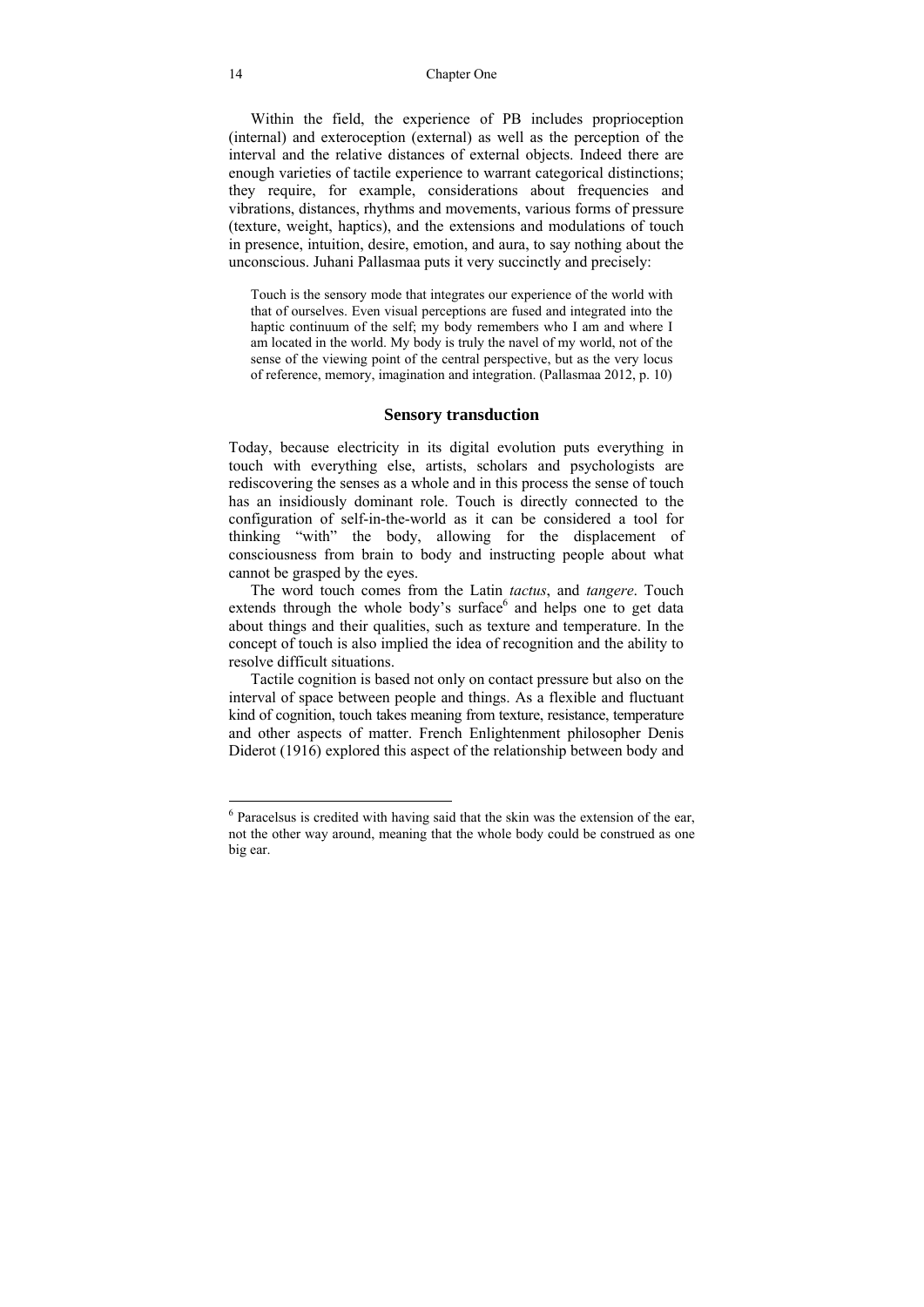Within the field, the experience of PB includes proprioception (internal) and exteroception (external) as well as the perception of the interval and the relative distances of external objects. Indeed there are enough varieties of tactile experience to warrant categorical distinctions; they require, for example, considerations about frequencies and vibrations, distances, rhythms and movements, various forms of pressure (texture, weight, haptics), and the extensions and modulations of touch in presence, intuition, desire, emotion, and aura, to say nothing about the unconscious. Juhani Pallasmaa puts it very succinctly and precisely:

> Touch is the sensory mode that integrates our experience of the world with that of ourselves. Even visual perceptions are fused and integrated into the haptic continuum of the self; my body remembers who I am and where I am located in the world. My body is truly the navel of my world, not of the sense of the viewing point of the central perspective, but as the very locus of reference, memory, imagination and integration. (Pallasmaa 2012, p. 10)

## Sensory transduction

Today, because electricity in its digital evolution puts everything in touch with everything else, artists, scholars and psychologists are rediscovering the senses as a whole and in this process the sense of touch has an insidiously dominant role. Touch is directly connected to the configuration of self-in-the-world as it can be considered a tool for thinking "with" the body, allowing for the displacement of consciousness from brain to body and instructing people about what cannot be grasped by the eyes.

The word touch comes from the Latin *tactus*, and *tangere*. Touch extends through the whole body's surface[6] and helps one to get data about things and their qualities, such as texture and temperature. In the concept of touch is also implied the idea of recognition and the ability to resolve difficult situations.

Tactile cognition is based not only on contact pressure but also on the interval of space between people and things. As a flexible and fluctuant kind of cognition, touch takes meaning from texture, resistance, temperature and other aspects of matter. French Enlightenment philosopher Denis Diderot (1916) explored this aspect of the relationship between body and

---

[6] Paracelsus is credited with having said that the skin was the extension of the ear, not the other way around, meaning that the whole body could be construed as one big ear.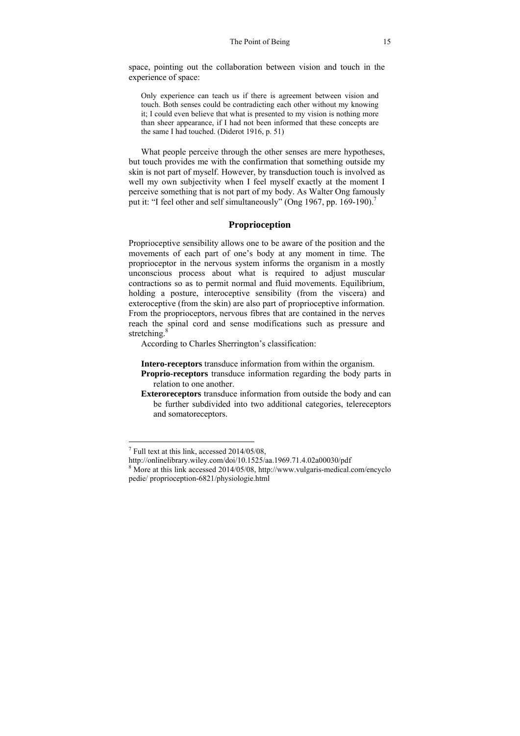space, pointing out the collaboration between vision and touch in the experience of space:

> Only experience can teach us if there is agreement between vision and touch. Both senses could be contradicting each other without my knowing it; I could even believe that what is presented to my vision is nothing more than sheer appearance, if I had not been informed that these concepts are the same I had touched. (Diderot 1916, p. 51)

What people perceive through the other senses are mere hypotheses, but touch provides me with the confirmation that something outside my skin is not part of myself. However, by transduction touch is involved as well my own subjectivity when I feel myself exactly at the moment I perceive something that is not part of my body. As Walter Ong famously put it: "I feel other and self simultaneously" (Ong 1967, pp. 169-190).[7]

## Proprioception

Proprioceptive sensibility allows one to be aware of the position and the movements of each part of one's body at any moment in time. The proprioceptor in the nervous system informs the organism in a mostly unconscious process about what is required to adjust muscular contractions so as to permit normal and fluid movements. Equilibrium, holding a posture, interoceptive sensibility (from the viscera) and exteroceptive (from the skin) are also part of proprioceptive information. From the proprioceptors, nervous fibres that are contained in the nerves reach the spinal cord and sense modifications such as pressure and stretching.[8]

According to Charles Sherrington's classification:

**Intero-receptors** transduce information from within the organism.
**Proprio-receptors** transduce information regarding the body parts in relation to one another.
**Exteroreceptors** transduce information from outside the body and can be further subdivided into two additional categories, telereceptors and somatoreceptors.

---

[7] Full text at this link, accessed 2014/05/08, http://onlinelibrary.wiley.com/doi/10.1525/aa.1969.71.4.02a00030/pdf

[8] More at this link accessed 2014/05/08, http://www.vulgaris-medical.com/encyclopedie/ proprioception-6821/physiologie.html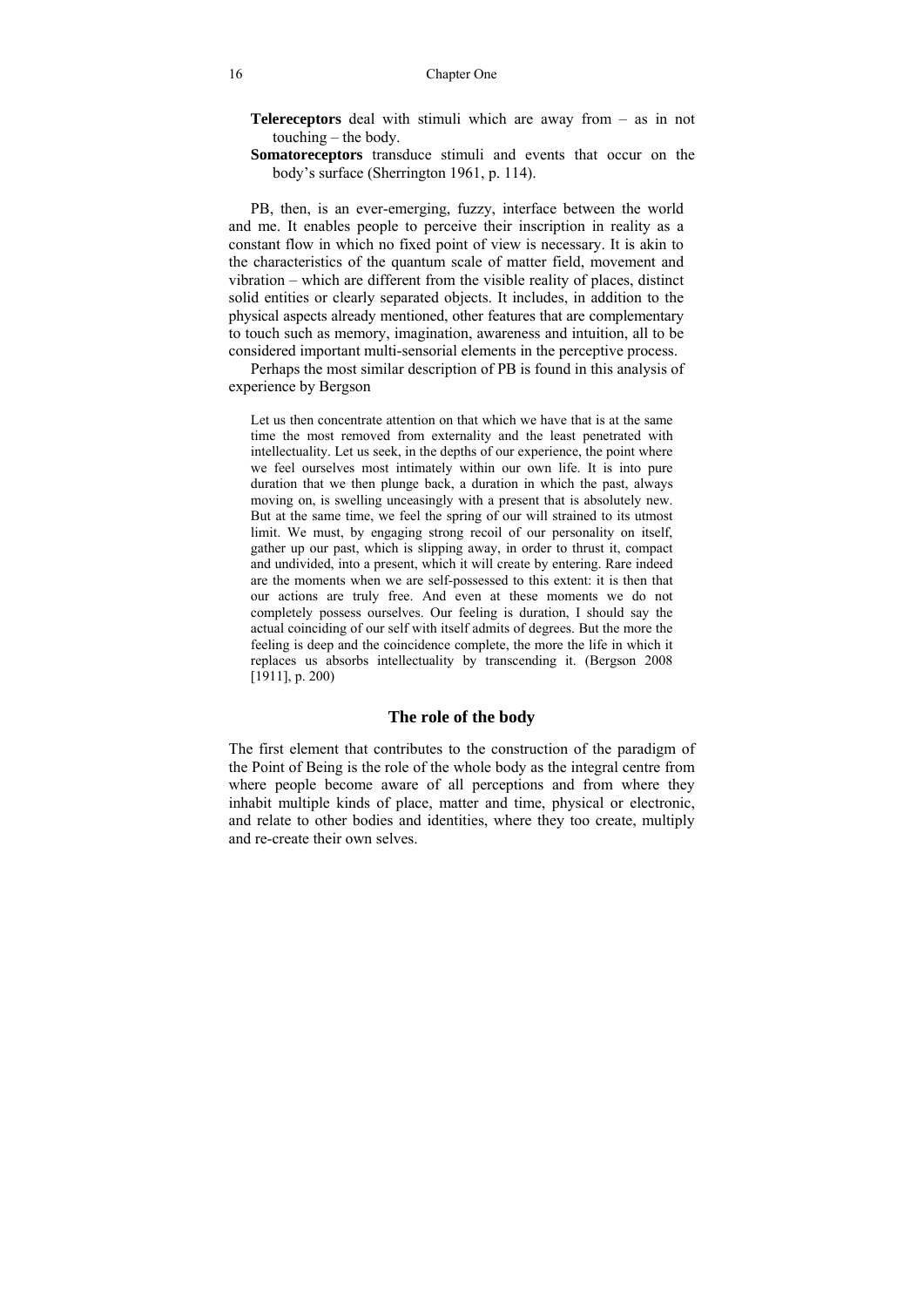**Telereceptors** deal with stimuli which are away from – as in not touching – the body.

**Somatoreceptors** transduce stimuli and events that occur on the body's surface (Sherrington 1961, p. 114).

PB, then, is an ever-emerging, fuzzy, interface between the world and me. It enables people to perceive their inscription in reality as a constant flow in which no fixed point of view is necessary. It is akin to the characteristics of the quantum scale of matter field, movement and vibration – which are different from the visible reality of places, distinct solid entities or clearly separated objects. It includes, in addition to the physical aspects already mentioned, other features that are complementary to touch such as memory, imagination, awareness and intuition, all to be considered important multi-sensorial elements in the perceptive process.

Perhaps the most similar description of PB is found in this analysis of experience by Bergson

> Let us then concentrate attention on that which we have that is at the same time the most removed from externality and the least penetrated with intellectuality. Let us seek, in the depths of our experience, the point where we feel ourselves most intimately within our own life. It is into pure duration that we then plunge back, a duration in which the past, always moving on, is swelling unceasingly with a present that is absolutely new. But at the same time, we feel the spring of our will strained to its utmost limit. We must, by engaging strong recoil of our personality on itself, gather up our past, which is slipping away, in order to thrust it, compact and undivided, into a present, which it will create by entering. Rare indeed are the moments when we are self-possessed to this extent: it is then that our actions are truly free. And even at these moments we do not completely possess ourselves. Our feeling is duration, I should say the actual coinciding of our self with itself admits of degrees. But the more the feeling is deep and the coincidence complete, the more the life in which it replaces us absorbs intellectuality by transcending it. (Bergson 2008 [1911], p. 200)

## The role of the body

The first element that contributes to the construction of the paradigm of the Point of Being is the role of the whole body as the integral centre from where people become aware of all perceptions and from where they inhabit multiple kinds of place, matter and time, physical or electronic, and relate to other bodies and identities, where they too create, multiply and re-create their own selves.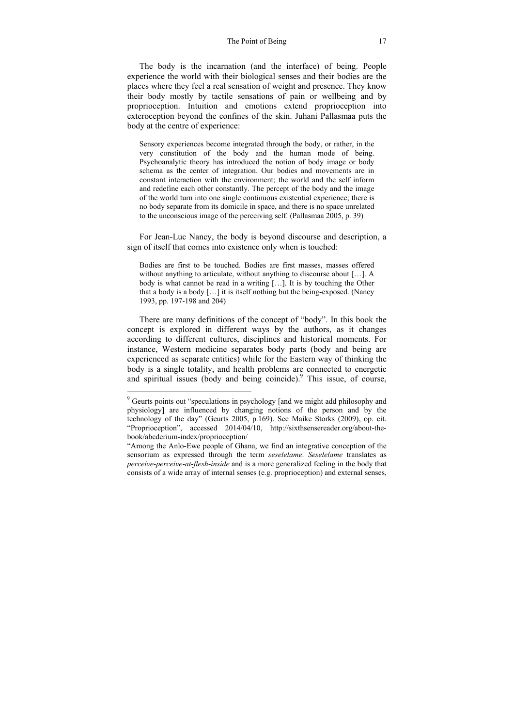The body is the incarnation (and the interface) of being. People experience the world with their biological senses and their bodies are the places where they feel a real sensation of weight and presence. They know their body mostly by tactile sensations of pain or wellbeing and by proprioception. Intuition and emotions extend proprioception into exteroception beyond the confines of the skin. Juhani Pallasmaa puts the body at the centre of experience:

> Sensory experiences become integrated through the body, or rather, in the very constitution of the body and the human mode of being. Psychoanalytic theory has introduced the notion of body image or body schema as the center of integration. Our bodies and movements are in constant interaction with the environment; the world and the self inform and redefine each other constantly. The percept of the body and the image of the world turn into one single continuous existential experience; there is no body separate from its domicile in space, and there is no space unrelated to the unconscious image of the perceiving self. (Pallasmaa 2005, p. 39)

For Jean-Luc Nancy, the body is beyond discourse and description, a sign of itself that comes into existence only when is touched:

> Bodies are first to be touched. Bodies are first masses, masses offered without anything to articulate, without anything to discourse about […]. A body is what cannot be read in a writing […]. It is by touching the Other that a body is a body […] it is itself nothing but the being-exposed. (Nancy 1993, pp. 197-198 and 204)

There are many definitions of the concept of "body". In this book the concept is explored in different ways by the authors, as it changes according to different cultures, disciplines and historical moments. For instance, Western medicine separates body parts (body and being are experienced as separate entities) while for the Eastern way of thinking the body is a single totality, and health problems are connected to energetic and spiritual issues (body and being coincide).[9] This issue, of course,

---

[9] Geurts points out "speculations in psychology [and we might add philosophy and physiology] are influenced by changing notions of the person and by the technology of the day" (Geurts 2005, p.169). See Maike Storks (2009), op. cit. "Proprioception", accessed 2014/04/10, http://sixthsensereader.org/about-the-book/abcderium-index/proprioception/

"Among the Anlo-Ewe people of Ghana, we find an integrative conception of the sensorium as expressed through the term *seselelame*. *Seselelame* translates as *perceive-perceive-at-flesh-inside* and is a more generalized feeling in the body that consists of a wide array of internal senses (e.g. proprioception) and external senses,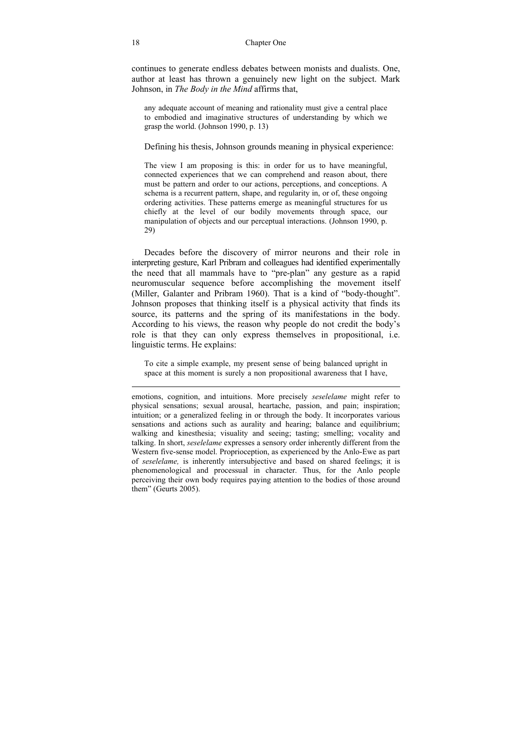continues to generate endless debates between monists and dualists. One, author at least has thrown a genuinely new light on the subject. Mark Johnson, in *The Body in the Mind* affirms that,

> any adequate account of meaning and rationality must give a central place to embodied and imaginative structures of understanding by which we grasp the world. (Johnson 1990, p. 13)

Defining his thesis, Johnson grounds meaning in physical experience:

> The view I am proposing is this: in order for us to have meaningful, connected experiences that we can comprehend and reason about, there must be pattern and order to our actions, perceptions, and conceptions. A schema is a recurrent pattern, shape, and regularity in, or of, these ongoing ordering activities. These patterns emerge as meaningful structures for us chiefly at the level of our bodily movements through space, our manipulation of objects and our perceptual interactions. (Johnson 1990, p. 29)

Decades before the discovery of mirror neurons and their role in interpreting gesture, Karl Pribram and colleagues had identified experimentally the need that all mammals have to "pre-plan" any gesture as a rapid neuromuscular sequence before accomplishing the movement itself (Miller, Galanter and Pribram 1960). That is a kind of "body-thought". Johnson proposes that thinking itself is a physical activity that finds its source, its patterns and the spring of its manifestations in the body. According to his views, the reason why people do not credit the body's role is that they can only express themselves in propositional, i.e. linguistic terms. He explains:

> To cite a simple example, my present sense of being balanced upright in space at this moment is surely a non propositional awareness that I have,

---

emotions, cognition, and intuitions. More precisely *seselelame* might refer to physical sensations; sexual arousal, heartache, passion, and pain; inspiration; intuition; or a generalized feeling in or through the body. It incorporates various sensations and actions such as aurality and hearing; balance and equilibrium; walking and kinesthesia; visuality and seeing; tasting; smelling; vocality and talking. In short, *seselelame* expresses a sensory order inherently different from the Western five-sense model. Proprioception, as experienced by the Anlo-Ewe as part of *seselelame,* is inherently intersubjective and based on shared feelings; it is phenomenological and processual in character. Thus, for the Anlo people perceiving their own body requires paying attention to the bodies of those around them" (Geurts 2005).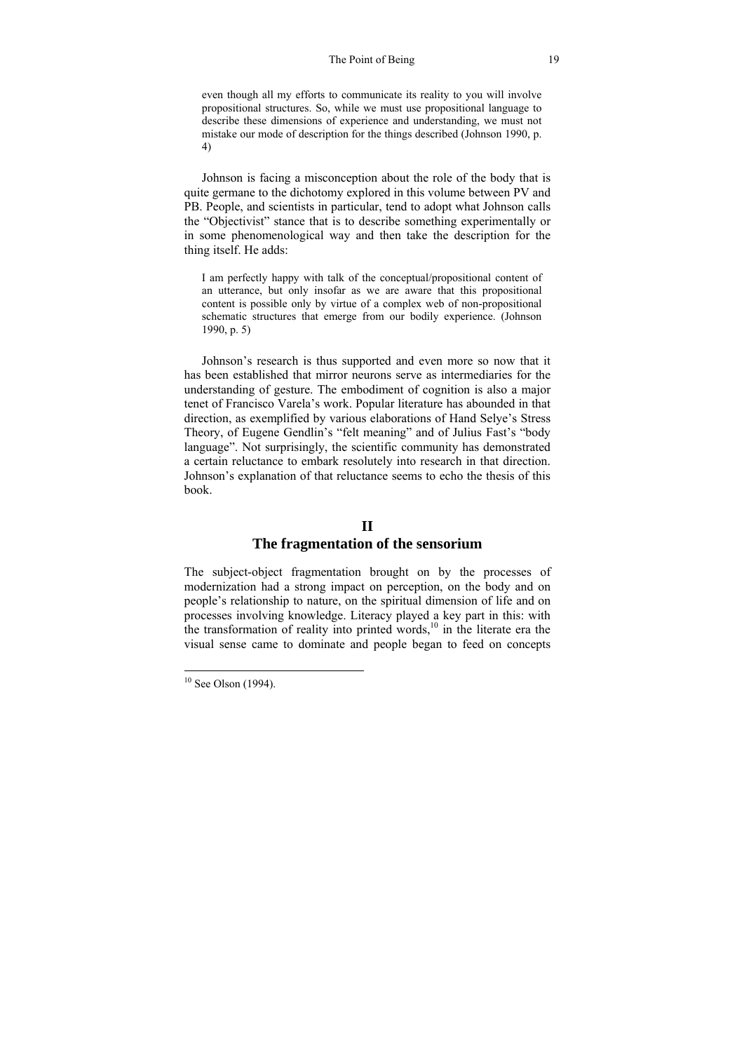> even though all my efforts to communicate its reality to you will involve propositional structures. So, while we must use propositional language to describe these dimensions of experience and understanding, we must not mistake our mode of description for the things described (Johnson 1990, p. 4)

Johnson is facing a misconception about the role of the body that is quite germane to the dichotomy explored in this volume between PV and PB. People, and scientists in particular, tend to adopt what Johnson calls the "Objectivist" stance that is to describe something experimentally or in some phenomenological way and then take the description for the thing itself. He adds:

> I am perfectly happy with talk of the conceptual/propositional content of an utterance, but only insofar as we are aware that this propositional content is possible only by virtue of a complex web of non-propositional schematic structures that emerge from our bodily experience. (Johnson 1990, p. 5)

Johnson's research is thus supported and even more so now that it has been established that mirror neurons serve as intermediaries for the understanding of gesture. The embodiment of cognition is also a major tenet of Francisco Varela's work. Popular literature has abounded in that direction, as exemplified by various elaborations of Hand Selye's Stress Theory, of Eugene Gendlin's "felt meaning" and of Julius Fast's "body language". Not surprisingly, the scientific community has demonstrated a certain reluctance to embark resolutely into research in that direction. Johnson's explanation of that reluctance seems to echo the thesis of this book.

## II
## The fragmentation of the sensorium

The subject-object fragmentation brought on by the processes of modernization had a strong impact on perception, on the body and on people's relationship to nature, on the spiritual dimension of life and on processes involving knowledge. Literacy played a key part in this: with the transformation of reality into printed words,[10] in the literate era the visual sense came to dominate and people began to feed on concepts

[10] See Olson (1994).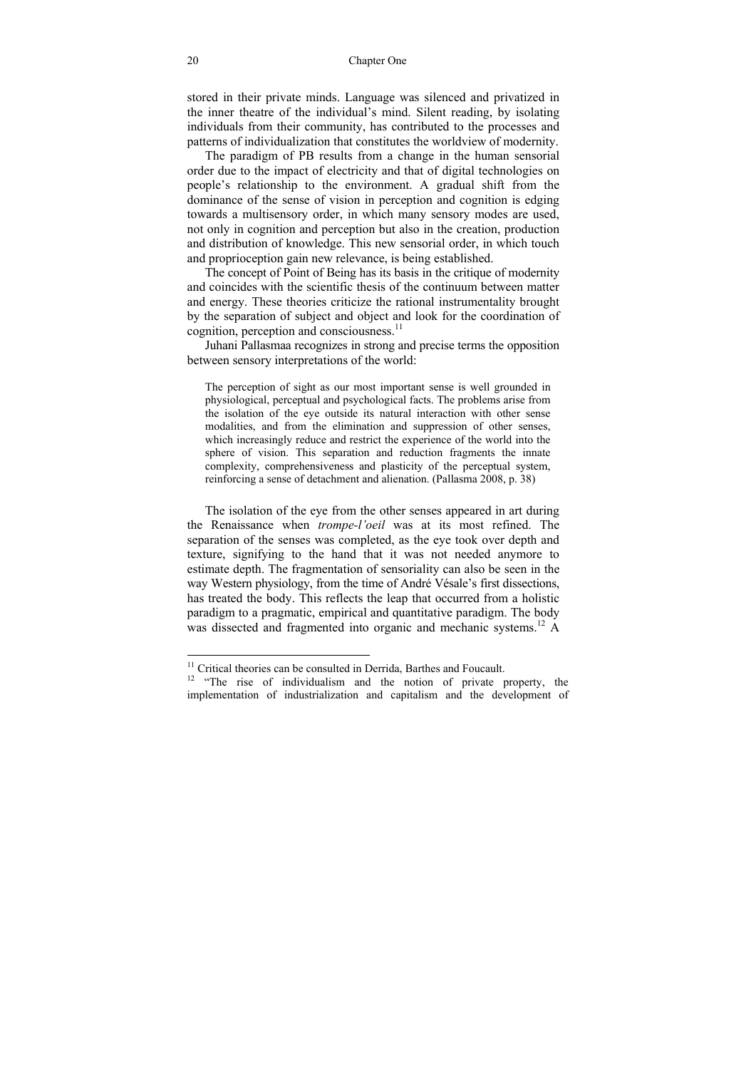stored in their private minds. Language was silenced and privatized in the inner theatre of the individual's mind. Silent reading, by isolating individuals from their community, has contributed to the processes and patterns of individualization that constitutes the worldview of modernity.

The paradigm of PB results from a change in the human sensorial order due to the impact of electricity and that of digital technologies on people's relationship to the environment. A gradual shift from the dominance of the sense of vision in perception and cognition is edging towards a multisensory order, in which many sensory modes are used, not only in cognition and perception but also in the creation, production and distribution of knowledge. This new sensorial order, in which touch and proprioception gain new relevance, is being established.

The concept of Point of Being has its basis in the critique of modernity and coincides with the scientific thesis of the continuum between matter and energy. These theories criticize the rational instrumentality brought by the separation of subject and object and look for the coordination of cognition, perception and consciousness.[11]

Juhani Pallasmaa recognizes in strong and precise terms the opposition between sensory interpretations of the world:

> The perception of sight as our most important sense is well grounded in physiological, perceptual and psychological facts. The problems arise from the isolation of the eye outside its natural interaction with other sense modalities, and from the elimination and suppression of other senses, which increasingly reduce and restrict the experience of the world into the sphere of vision. This separation and reduction fragments the innate complexity, comprehensiveness and plasticity of the perceptual system, reinforcing a sense of detachment and alienation. (Pallasma 2008, p. 38)

The isolation of the eye from the other senses appeared in art during the Renaissance when *trompe-l'oeil* was at its most refined. The separation of the senses was completed, as the eye took over depth and texture, signifying to the hand that it was not needed anymore to estimate depth. The fragmentation of sensoriality can also be seen in the way Western physiology, from the time of André Vésale's first dissections, has treated the body. This reflects the leap that occurred from a holistic paradigm to a pragmatic, empirical and quantitative paradigm. The body was dissected and fragmented into organic and mechanic systems.[12] A

---

[11] Critical theories can be consulted in Derrida, Barthes and Foucault.

[12] "The rise of individualism and the notion of private property, the implementation of industrialization and capitalism and the development of